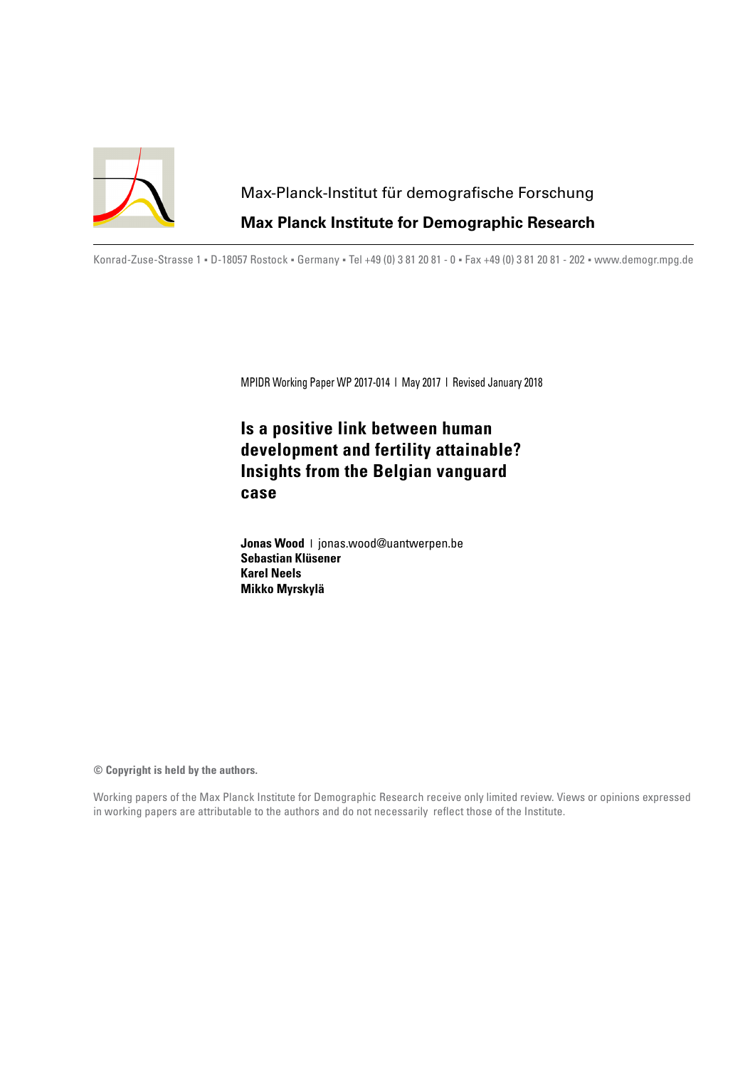Max-Planck-Institut für demografische Forschung

**Max Planck Institute for Demographic Research**

Konrad-Zuse-Strasse 1 ▪ D-18057 Rostock ▪ Germany ▪ Tel +49 (0) 3 81 20 81 - 0 ▪ Fax +49 (0) 3 81 20 81 - 202 ▪ www.demogr.mpg.de

MPIDR Working Paper WP 2017-014 | May 2017 | Revised January 2018

# Is a positive link between human development and fertility attainable? Insights from the Belgian vanguard case

**Jonas Wood** | jonas.wood@uantwerpen.be
**Sebastian Klüsener**
**Karel Neels**
**Mikko Myrskylä**

**© Copyright is held by the authors.**

Working papers of the Max Planck Institute for Demographic Research receive only limited review. Views or opinions expressed in working papers are attributable to the authors and do not necessarily reflect those of the Institute.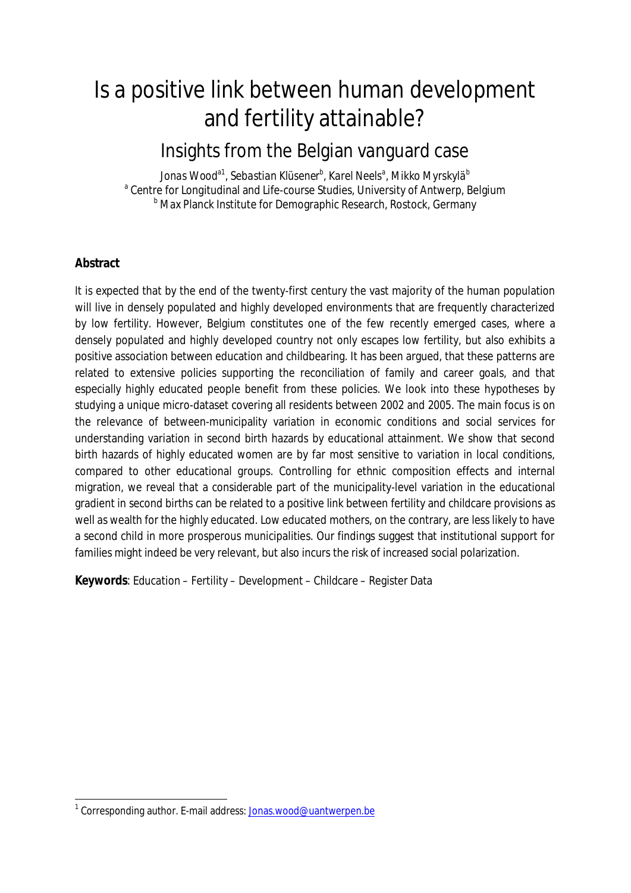# Is a positive link between human development and fertility attainable?

## Insights from the Belgian vanguard case

*Jonas Wood*[a1], *Sebastian Klüsener*[b], *Karel Neels*[a], *Mikko Myrskylä*[b]

[a] Centre for Longitudinal and Life-course Studies, University of Antwerp, Belgium

[b] Max Planck Institute for Demographic Research, Rostock, Germany

**Abstract**

It is expected that by the end of the twenty-first century the vast majority of the human population will live in densely populated and highly developed environments that are frequently characterized by low fertility. However, Belgium constitutes one of the few recently emerged cases, where a densely populated and highly developed country not only escapes low fertility, but also exhibits a positive association between education and childbearing. It has been argued, that these patterns are related to extensive policies supporting the reconciliation of family and career goals, and that especially highly educated people benefit from these policies. We look into these hypotheses by studying a unique micro-dataset covering all residents between 2002 and 2005. The main focus is on the relevance of between-municipality variation in economic conditions and social services for understanding variation in second birth hazards by educational attainment. We show that second birth hazards of highly educated women are by far most sensitive to variation in local conditions, compared to other educational groups. Controlling for ethnic composition effects and internal migration, we reveal that a considerable part of the municipality-level variation in the educational gradient in second births can be related to a positive link between fertility and childcare provisions as well as wealth for the highly educated. Low educated mothers, on the contrary, are less likely to have a second child in more prosperous municipalities. Our findings suggest that institutional support for families might indeed be very relevant, but also incurs the risk of increased social polarization.

**Keywords**: Education – Fertility – Development – Childcare – Register Data

[1] Corresponding author. E-mail address: Jonas.wood@uantwerpen.be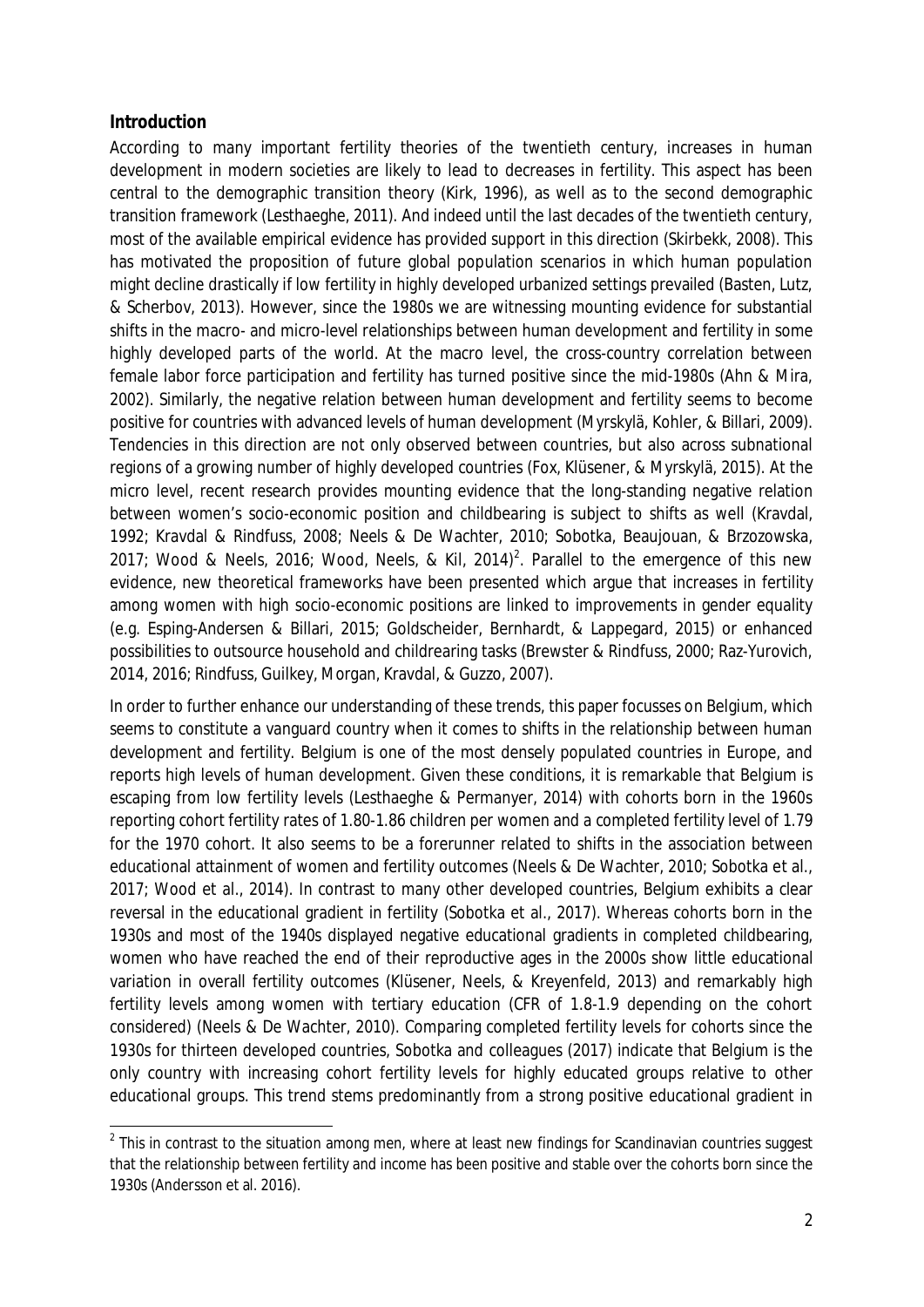## Introduction

According to many important fertility theories of the twentieth century, increases in human development in modern societies are likely to lead to decreases in fertility. This aspect has been central to the demographic transition theory (Kirk, 1996), as well as to the second demographic transition framework (Lesthaeghe, 2011). And indeed until the last decades of the twentieth century, most of the available empirical evidence has provided support in this direction (Skirbekk, 2008). This has motivated the proposition of future global population scenarios in which human population might decline drastically if low fertility in highly developed urbanized settings prevailed (Basten, Lutz, & Scherbov, 2013). However, since the 1980s we are witnessing mounting evidence for substantial shifts in the macro- and micro-level relationships between human development and fertility in some highly developed parts of the world. At the macro level, the cross-country correlation between female labor force participation and fertility has turned positive since the mid-1980s (Ahn & Mira, 2002). Similarly, the negative relation between human development and fertility seems to become positive for countries with advanced levels of human development (Myrskylä, Kohler, & Billari, 2009). Tendencies in this direction are not only observed between countries, but also across subnational regions of a growing number of highly developed countries (Fox, Klüsener, & Myrskylä, 2015). At the micro level, recent research provides mounting evidence that the long-standing negative relation between women's socio-economic position and childbearing is subject to shifts as well (Kravdal, 1992; Kravdal & Rindfuss, 2008; Neels & De Wachter, 2010; Sobotka, Beaujouan, & Brzozowska, 2017; Wood & Neels, 2016; Wood, Neels, & Kil, 2014)[2]. Parallel to the emergence of this new evidence, new theoretical frameworks have been presented which argue that increases in fertility among women with high socio-economic positions are linked to improvements in gender equality (e.g. Esping-Andersen & Billari, 2015; Goldscheider, Bernhardt, & Lappegard, 2015) or enhanced possibilities to outsource household and childrearing tasks (Brewster & Rindfuss, 2000; Raz-Yurovich, 2014, 2016; Rindfuss, Guilkey, Morgan, Kravdal, & Guzzo, 2007).

In order to further enhance our understanding of these trends, this paper focusses on Belgium, which seems to constitute a vanguard country when it comes to shifts in the relationship between human development and fertility. Belgium is one of the most densely populated countries in Europe, and reports high levels of human development. Given these conditions, it is remarkable that Belgium is escaping from low fertility levels (Lesthaeghe & Permanyer, 2014) with cohorts born in the 1960s reporting cohort fertility rates of 1.80-1.86 children per women and a completed fertility level of 1.79 for the 1970 cohort. It also seems to be a forerunner related to shifts in the association between educational attainment of women and fertility outcomes (Neels & De Wachter, 2010; Sobotka et al., 2017; Wood et al., 2014). In contrast to many other developed countries, Belgium exhibits a clear reversal in the educational gradient in fertility (Sobotka et al., 2017). Whereas cohorts born in the 1930s and most of the 1940s displayed negative educational gradients in completed childbearing, women who have reached the end of their reproductive ages in the 2000s show little educational variation in overall fertility outcomes (Klüsener, Neels, & Kreyenfeld, 2013) and remarkably high fertility levels among women with tertiary education (CFR of 1.8-1.9 depending on the cohort considered) (Neels & De Wachter, 2010). Comparing completed fertility levels for cohorts since the 1930s for thirteen developed countries, Sobotka and colleagues (2017) indicate that Belgium is the only country with increasing cohort fertility levels for highly educated groups relative to other educational groups. This trend stems predominantly from a strong positive educational gradient in

[2] This in contrast to the situation among men, where at least new findings for Scandinavian countries suggest that the relationship between fertility and income has been positive and stable over the cohorts born since the 1930s (Andersson et al. 2016).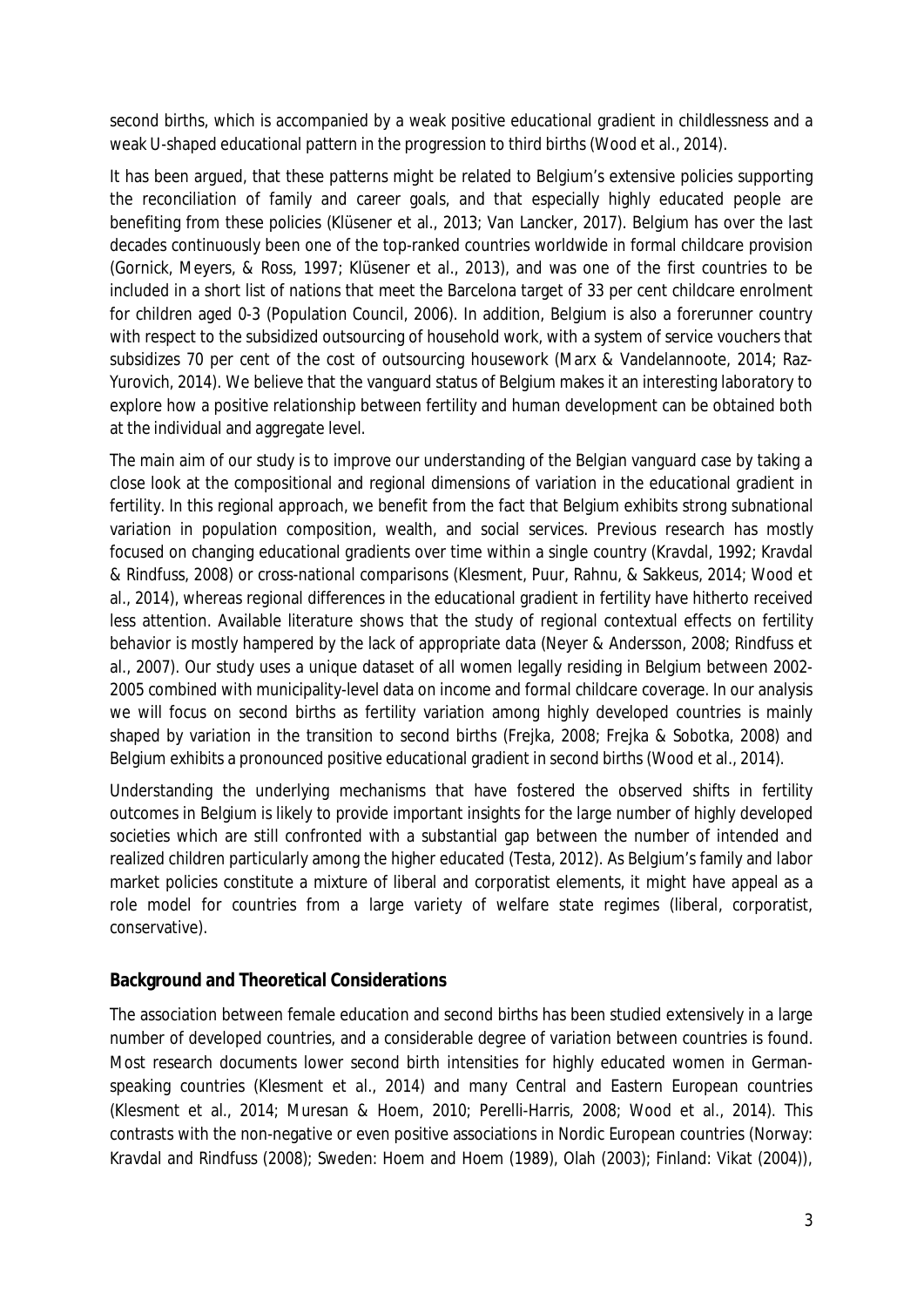second births, which is accompanied by a weak positive educational gradient in childlessness and a weak U-shaped educational pattern in the progression to third births (Wood et al., 2014).

It has been argued, that these patterns might be related to Belgium's extensive policies supporting the reconciliation of family and career goals, and that especially highly educated people are benefiting from these policies (Klüsener et al., 2013; Van Lancker, 2017). Belgium has over the last decades continuously been one of the top-ranked countries worldwide in formal childcare provision (Gornick, Meyers, & Ross, 1997; Klüsener et al., 2013), and was one of the first countries to be included in a short list of nations that meet the Barcelona target of 33 per cent childcare enrolment for children aged 0-3 (Population Council, 2006). In addition, Belgium is also a forerunner country with respect to the subsidized outsourcing of household work, with a system of service vouchers that subsidizes 70 per cent of the cost of outsourcing housework (Marx & Vandelannoote, 2014; Raz-Yurovich, 2014). We believe that the vanguard status of Belgium makes it an interesting laboratory to explore how a positive relationship between fertility and human development can be obtained both at the individual and aggregate level.

The main aim of our study is to improve our understanding of the Belgian vanguard case by taking a close look at the compositional and regional dimensions of variation in the educational gradient in fertility. In this regional approach, we benefit from the fact that Belgium exhibits strong subnational variation in population composition, wealth, and social services. Previous research has mostly focused on changing educational gradients over time within a single country (Kravdal, 1992; Kravdal & Rindfuss, 2008) or cross-national comparisons (Klesment, Puur, Rahnu, & Sakkeus, 2014; Wood et al., 2014), whereas regional differences in the educational gradient in fertility have hitherto received less attention. Available literature shows that the study of regional contextual effects on fertility behavior is mostly hampered by the lack of appropriate data (Neyer & Andersson, 2008; Rindfuss et al., 2007). Our study uses a unique dataset of all women legally residing in Belgium between 2002-2005 combined with municipality-level data on income and formal childcare coverage. In our analysis we will focus on second births as fertility variation among highly developed countries is mainly shaped by variation in the transition to second births (Frejka, 2008; Frejka & Sobotka, 2008) and Belgium exhibits a pronounced positive educational gradient in second births (Wood et al., 2014).

Understanding the underlying mechanisms that have fostered the observed shifts in fertility outcomes in Belgium is likely to provide important insights for the large number of highly developed societies which are still confronted with a substantial gap between the number of intended and realized children particularly among the higher educated (Testa, 2012). As Belgium's family and labor market policies constitute a mixture of liberal and corporatist elements, it might have appeal as a role model for countries from a large variety of welfare state regimes (liberal, corporatist, conservative).

## Background and Theoretical Considerations

The association between female education and second births has been studied extensively in a large number of developed countries, and a considerable degree of variation between countries is found. Most research documents lower second birth intensities for highly educated women in German-speaking countries (Klesment et al., 2014) and many Central and Eastern European countries (Klesment et al., 2014; Muresan & Hoem, 2010; Perelli-Harris, 2008; Wood et al., 2014). This contrasts with the non-negative or even positive associations in Nordic European countries (Norway: Kravdal and Rindfuss (2008); Sweden: Hoem and Hoem (1989), Olah (2003); Finland: Vikat (2004)),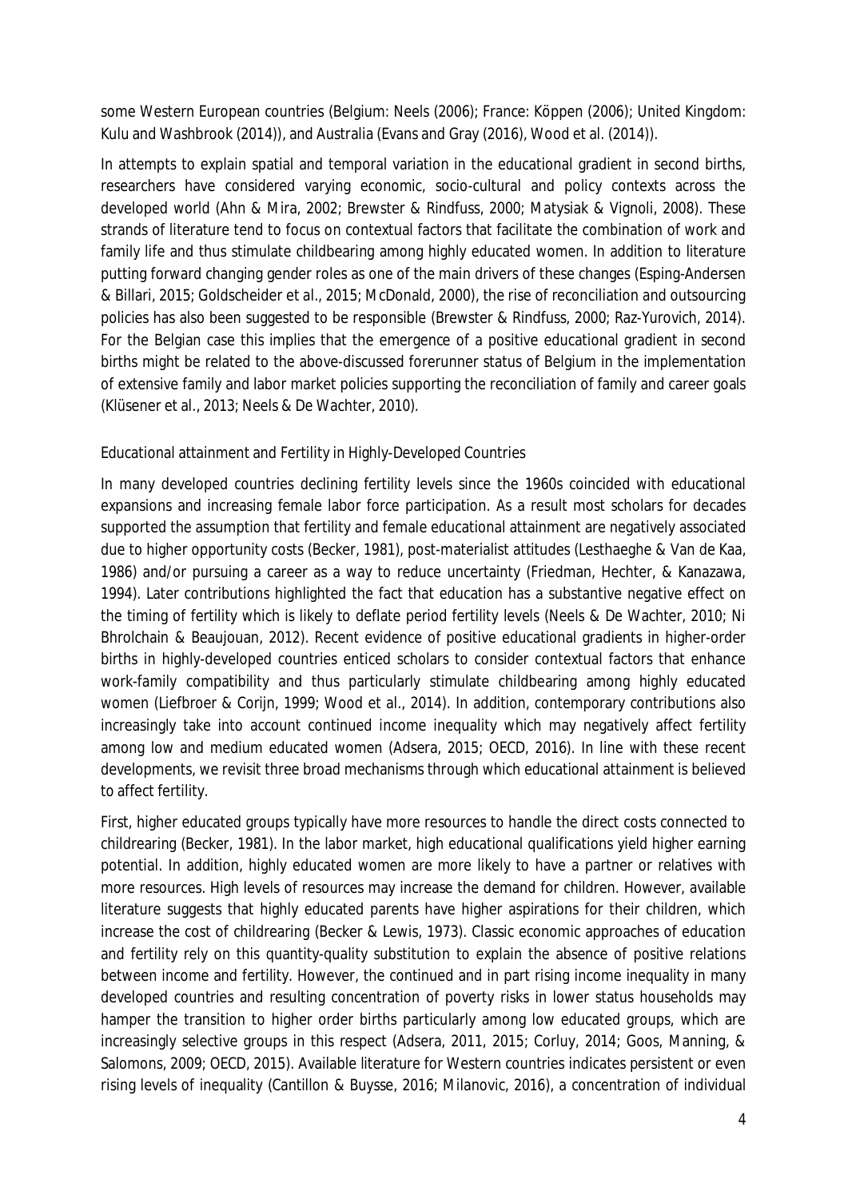some Western European countries (Belgium: Neels (2006); France: Köppen (2006); United Kingdom: Kulu and Washbrook (2014)), and Australia (Evans and Gray (2016), Wood et al. (2014)).

In attempts to explain spatial and temporal variation in the educational gradient in second births, researchers have considered varying economic, socio-cultural and policy contexts across the developed world (Ahn & Mira, 2002; Brewster & Rindfuss, 2000; Matysiak & Vignoli, 2008). These strands of literature tend to focus on contextual factors that facilitate the combination of work and family life and thus stimulate childbearing among highly educated women. In addition to literature putting forward changing gender roles as one of the main drivers of these changes (Esping-Andersen & Billari, 2015; Goldscheider et al., 2015; McDonald, 2000), the rise of reconciliation and outsourcing policies has also been suggested to be responsible (Brewster & Rindfuss, 2000; Raz-Yurovich, 2014). For the Belgian case this implies that the emergence of a positive educational gradient in second births might be related to the above-discussed forerunner status of Belgium in the implementation of extensive family and labor market policies supporting the reconciliation of family and career goals (Klüsener et al., 2013; Neels & De Wachter, 2010).

### Educational attainment and Fertility in Highly-Developed Countries

In many developed countries declining fertility levels since the 1960s coincided with educational expansions and increasing female labor force participation. As a result most scholars for decades supported the assumption that fertility and female educational attainment are negatively associated due to higher opportunity costs (Becker, 1981), post-materialist attitudes (Lesthaeghe & Van de Kaa, 1986) and/or pursuing a career as a way to reduce uncertainty (Friedman, Hechter, & Kanazawa, 1994). Later contributions highlighted the fact that education has a substantive negative effect on the timing of fertility which is likely to deflate period fertility levels (Neels & De Wachter, 2010; Ni Bhrolchain & Beaujouan, 2012). Recent evidence of positive educational gradients in higher-order births in highly-developed countries enticed scholars to consider contextual factors that enhance work-family compatibility and thus particularly stimulate childbearing among highly educated women (Liefbroer & Corijn, 1999; Wood et al., 2014). In addition, contemporary contributions also increasingly take into account continued income inequality which may negatively affect fertility among low and medium educated women (Adsera, 2015; OECD, 2016). In line with these recent developments, we revisit three broad mechanisms through which educational attainment is believed to affect fertility.

First, higher educated groups typically have more resources to handle the direct costs connected to childrearing (Becker, 1981). In the labor market, high educational qualifications yield higher earning potential. In addition, highly educated women are more likely to have a partner or relatives with more resources. High levels of resources may increase the demand for children. However, available literature suggests that highly educated parents have higher aspirations for their children, which increase the cost of childrearing (Becker & Lewis, 1973). Classic economic approaches of education and fertility rely on this quantity-quality substitution to explain the absence of positive relations between income and fertility. However, the continued and in part rising income inequality in many developed countries and resulting concentration of poverty risks in lower status households may hamper the transition to higher order births particularly among low educated groups, which are increasingly selective groups in this respect (Adsera, 2011, 2015; Corluy, 2014; Goos, Manning, & Salomons, 2009; OECD, 2015). Available literature for Western countries indicates persistent or even rising levels of inequality (Cantillon & Buysse, 2016; Milanovic, 2016), a concentration of individual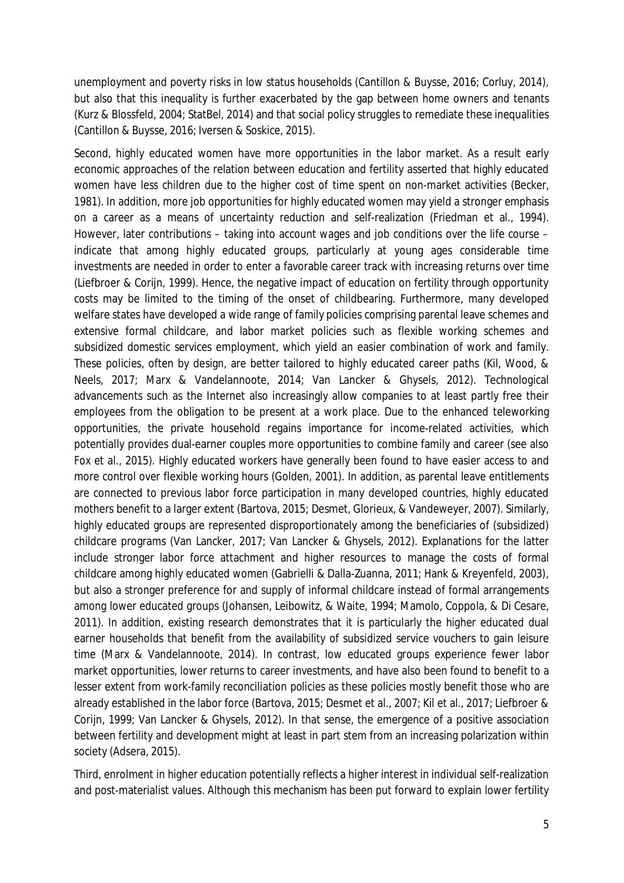unemployment and poverty risks in low status households (Cantillon & Buysse, 2016; Corluy, 2014), but also that this inequality is further exacerbated by the gap between home owners and tenants (Kurz & Blossfeld, 2004; StatBel, 2014) and that social policy struggles to remediate these inequalities (Cantillon & Buysse, 2016; Iversen & Soskice, 2015).

Second, highly educated women have more opportunities in the labor market. As a result early economic approaches of the relation between education and fertility asserted that highly educated women have less children due to the higher cost of time spent on non-market activities (Becker, 1981). In addition, more job opportunities for highly educated women may yield a stronger emphasis on a career as a means of uncertainty reduction and self-realization (Friedman et al., 1994). However, later contributions – taking into account wages and job conditions over the life course – indicate that among highly educated groups, particularly at young ages considerable time investments are needed in order to enter a favorable career track with increasing returns over time (Liefbroer & Corijn, 1999). Hence, the negative impact of education on fertility through opportunity costs may be limited to the timing of the onset of childbearing. Furthermore, many developed welfare states have developed a wide range of family policies comprising parental leave schemes and extensive formal childcare, and labor market policies such as flexible working schemes and subsidized domestic services employment, which yield an easier combination of work and family. These policies, often by design, are better tailored to highly educated career paths (Kil, Wood, & Neels, 2017; Marx & Vandelannoote, 2014; Van Lancker & Ghysels, 2012). Technological advancements such as the Internet also increasingly allow companies to at least partly free their employees from the obligation to be present at a work place. Due to the enhanced teleworking opportunities, the private household regains importance for income-related activities, which potentially provides dual-earner couples more opportunities to combine family and career (see also Fox et al., 2015). Highly educated workers have generally been found to have easier access to and more control over flexible working hours (Golden, 2001). In addition, as parental leave entitlements are connected to previous labor force participation in many developed countries, highly educated mothers benefit to a larger extent (Bartova, 2015; Desmet, Glorieux, & Vandeweyer, 2007). Similarly, highly educated groups are represented disproportionately among the beneficiaries of (subsidized) childcare programs (Van Lancker, 2017; Van Lancker & Ghysels, 2012). Explanations for the latter include stronger labor force attachment and higher resources to manage the costs of formal childcare among highly educated women (Gabrielli & Dalla-Zuanna, 2011; Hank & Kreyenfeld, 2003), but also a stronger preference for and supply of informal childcare instead of formal arrangements among lower educated groups (Johansen, Leibowitz, & Waite, 1994; Mamolo, Coppola, & Di Cesare, 2011). In addition, existing research demonstrates that it is particularly the higher educated dual earner households that benefit from the availability of subsidized service vouchers to gain leisure time (Marx & Vandelannoote, 2014). In contrast, low educated groups experience fewer labor market opportunities, lower returns to career investments, and have also been found to benefit to a lesser extent from work-family reconciliation policies as these policies mostly benefit those who are already established in the labor force (Bartova, 2015; Desmet et al., 2007; Kil et al., 2017; Liefbroer & Corijn, 1999; Van Lancker & Ghysels, 2012). In that sense, the emergence of a positive association between fertility and development might at least in part stem from an increasing polarization within society (Adsera, 2015).

Third, enrolment in higher education potentially reflects a higher interest in individual self-realization and post-materialist values. Although this mechanism has been put forward to explain lower fertility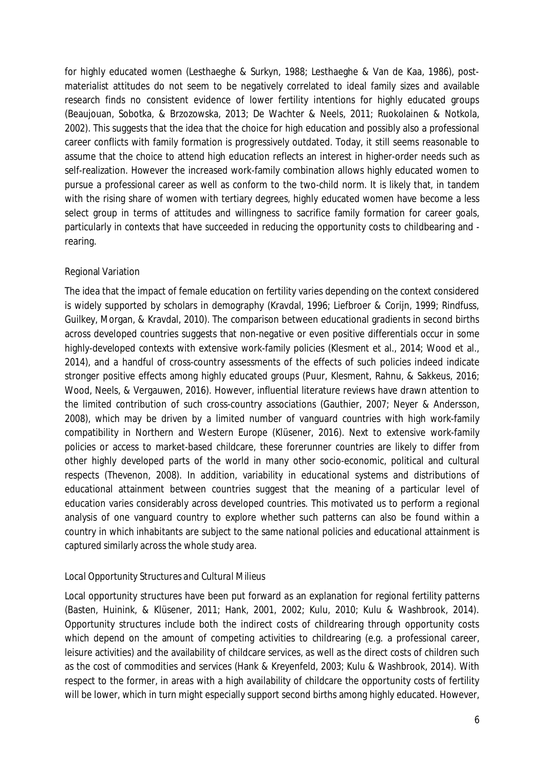for highly educated women (Lesthaeghe & Surkyn, 1988; Lesthaeghe & Van de Kaa, 1986), post-materialist attitudes do not seem to be negatively correlated to ideal family sizes and available research finds no consistent evidence of lower fertility intentions for highly educated groups (Beaujouan, Sobotka, & Brzozowska, 2013; De Wachter & Neels, 2011; Ruokolainen & Notkola, 2002). This suggests that the idea that the choice for high education and possibly also a professional career conflicts with family formation is progressively outdated. Today, it still seems reasonable to assume that the choice to attend high education reflects an interest in higher-order needs such as self-realization. However the increased work-family combination allows highly educated women to pursue a professional career as well as conform to the two-child norm. It is likely that, in tandem with the rising share of women with tertiary degrees, highly educated women have become a less select group in terms of attitudes and willingness to sacrifice family formation for career goals, particularly in contexts that have succeeded in reducing the opportunity costs to childbearing and -rearing.

### Regional Variation

The idea that the impact of female education on fertility varies depending on the context considered is widely supported by scholars in demography (Kravdal, 1996; Liefbroer & Corijn, 1999; Rindfuss, Guilkey, Morgan, & Kravdal, 2010). The comparison between educational gradients in second births across developed countries suggests that non-negative or even positive differentials occur in some highly-developed contexts with extensive work-family policies (Klesment et al., 2014; Wood et al., 2014), and a handful of cross-country assessments of the effects of such policies indeed indicate stronger positive effects among highly educated groups (Puur, Klesment, Rahnu, & Sakkeus, 2016; Wood, Neels, & Vergauwen, 2016). However, influential literature reviews have drawn attention to the limited contribution of such cross-country associations (Gauthier, 2007; Neyer & Andersson, 2008), which may be driven by a limited number of vanguard countries with high work-family compatibility in Northern and Western Europe (Klüsener, 2016). Next to extensive work-family policies or access to market-based childcare, these forerunner countries are likely to differ from other highly developed parts of the world in many other socio-economic, political and cultural respects (Thevenon, 2008). In addition, variability in educational systems and distributions of educational attainment between countries suggest that the meaning of a particular level of education varies considerably across developed countries. This motivated us to perform a regional analysis of one vanguard country to explore whether such patterns can also be found within a country in which inhabitants are subject to the same national policies and educational attainment is captured similarly across the whole study area.

#### *Local Opportunity Structures and Cultural Milieus*

Local opportunity structures have been put forward as an explanation for regional fertility patterns (Basten, Huinink, & Klüsener, 2011; Hank, 2001, 2002; Kulu, 2010; Kulu & Washbrook, 2014). Opportunity structures include both the indirect costs of childrearing through opportunity costs which depend on the amount of competing activities to childrearing (e.g. a professional career, leisure activities) and the availability of childcare services, as well as the direct costs of children such as the cost of commodities and services (Hank & Kreyenfeld, 2003; Kulu & Washbrook, 2014). With respect to the former, in areas with a high availability of childcare the opportunity costs of fertility will be lower, which in turn might especially support second births among highly educated. However,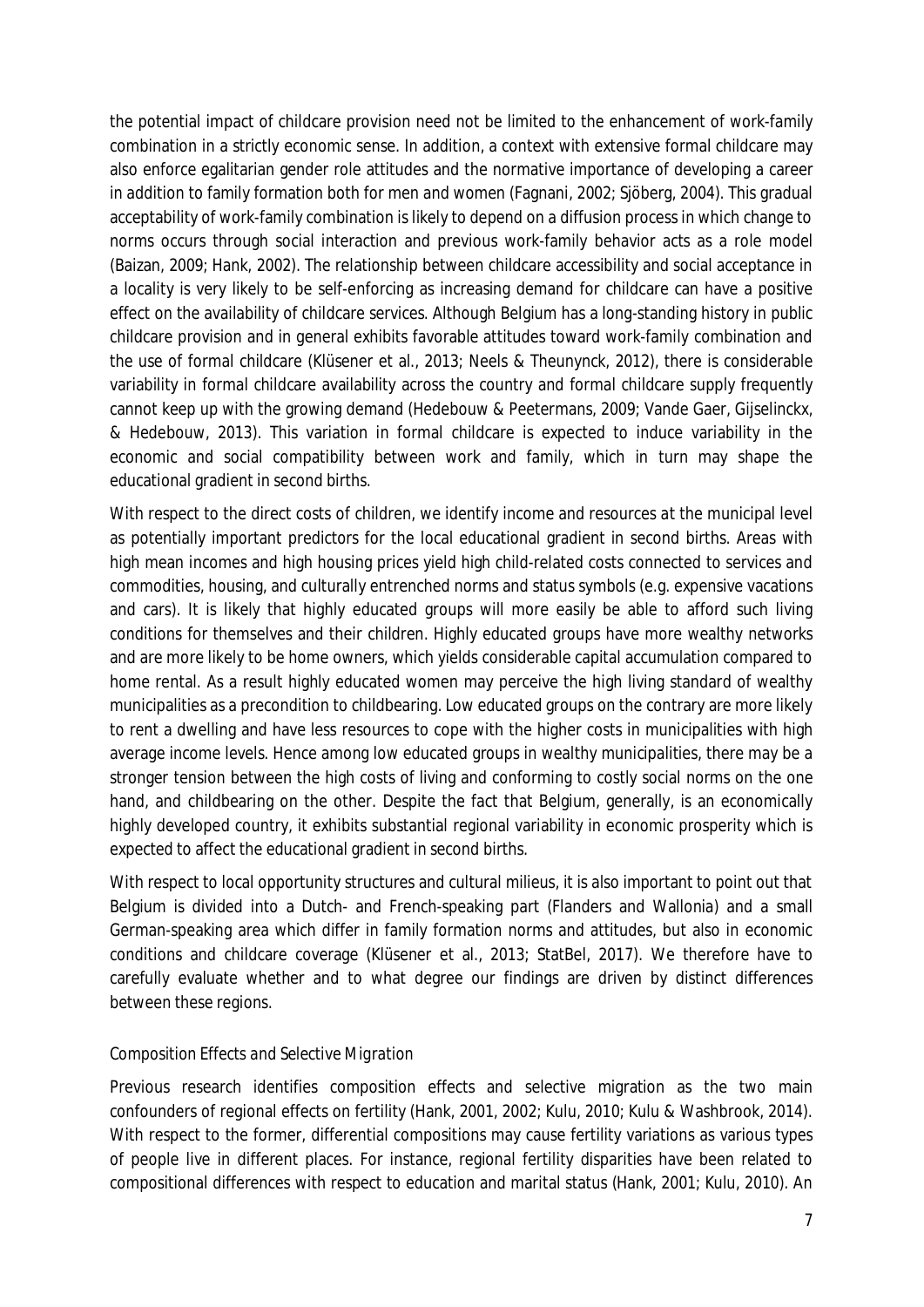the potential impact of childcare provision need not be limited to the enhancement of work-family combination in a strictly economic sense. In addition, a context with extensive formal childcare may also enforce egalitarian gender role attitudes and the normative importance of developing a career in addition to family formation both for men and women (Fagnani, 2002; Sjöberg, 2004). This gradual acceptability of work-family combination is likely to depend on a diffusion process in which change to norms occurs through social interaction and previous work-family behavior acts as a role model (Baizan, 2009; Hank, 2002). The relationship between childcare accessibility and social acceptance in a locality is very likely to be self-enforcing as increasing demand for childcare can have a positive effect on the availability of childcare services. Although Belgium has a long-standing history in public childcare provision and in general exhibits favorable attitudes toward work-family combination and the use of formal childcare (Klüsener et al., 2013; Neels & Theunynck, 2012), there is considerable variability in formal childcare availability across the country and formal childcare supply frequently cannot keep up with the growing demand (Hedebouw & Peetermans, 2009; Vande Gaer, Gijselinckx, & Hedebouw, 2013). This variation in formal childcare is expected to induce variability in the economic and social compatibility between work and family, which in turn may shape the educational gradient in second births.

With respect to the direct costs of children, we identify income and resources at the municipal level as potentially important predictors for the local educational gradient in second births. Areas with high mean incomes and high housing prices yield high child-related costs connected to services and commodities, housing, and culturally entrenched norms and status symbols (e.g. expensive vacations and cars). It is likely that highly educated groups will more easily be able to afford such living conditions for themselves and their children. Highly educated groups have more wealthy networks and are more likely to be home owners, which yields considerable capital accumulation compared to home rental. As a result highly educated women may perceive the high living standard of wealthy municipalities as a precondition to childbearing. Low educated groups on the contrary are more likely to rent a dwelling and have less resources to cope with the higher costs in municipalities with high average income levels. Hence among low educated groups in wealthy municipalities, there may be a stronger tension between the high costs of living and conforming to costly social norms on the one hand, and childbearing on the other. Despite the fact that Belgium, generally, is an economically highly developed country, it exhibits substantial regional variability in economic prosperity which is expected to affect the educational gradient in second births.

With respect to local opportunity structures and cultural milieus, it is also important to point out that Belgium is divided into a Dutch- and French-speaking part (Flanders and Wallonia) and a small German-speaking area which differ in family formation norms and attitudes, but also in economic conditions and childcare coverage (Klüsener et al., 2013; StatBel, 2017). We therefore have to carefully evaluate whether and to what degree our findings are driven by distinct differences between these regions.

### Composition Effects and Selective Migration

Previous research identifies composition effects and selective migration as the two main confounders of regional effects on fertility (Hank, 2001, 2002; Kulu, 2010; Kulu & Washbrook, 2014). With respect to the former, differential compositions may cause fertility variations as various types of people live in different places. For instance, regional fertility disparities have been related to compositional differences with respect to education and marital status (Hank, 2001; Kulu, 2010). An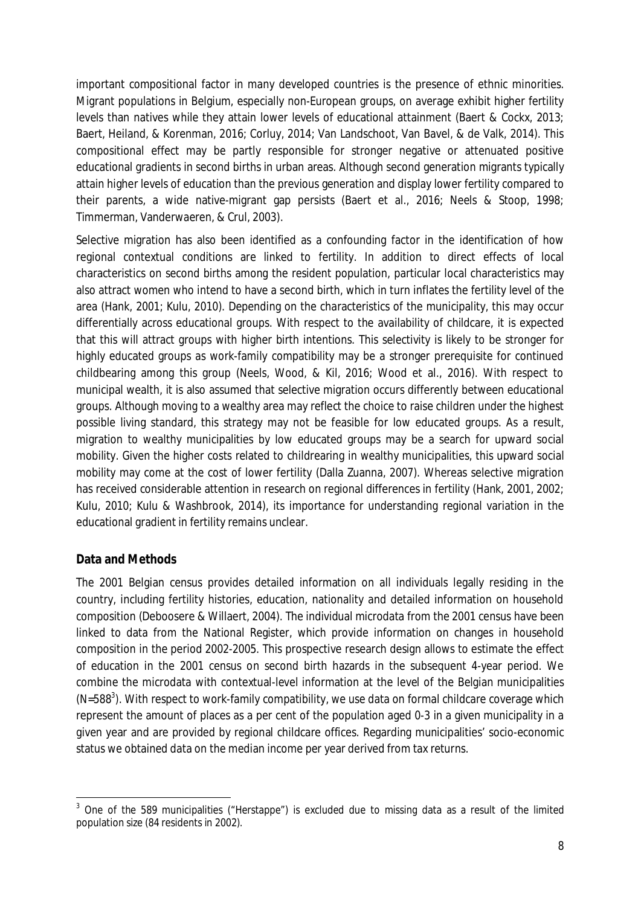important compositional factor in many developed countries is the presence of ethnic minorities. Migrant populations in Belgium, especially non-European groups, on average exhibit higher fertility levels than natives while they attain lower levels of educational attainment (Baert & Cockx, 2013; Baert, Heiland, & Korenman, 2016; Corluy, 2014; Van Landschoot, Van Bavel, & de Valk, 2014). This compositional effect may be partly responsible for stronger negative or attenuated positive educational gradients in second births in urban areas. Although second generation migrants typically attain higher levels of education than the previous generation and display lower fertility compared to their parents, a wide native-migrant gap persists (Baert et al., 2016; Neels & Stoop, 1998; Timmerman, Vanderwaeren, & Crul, 2003).

Selective migration has also been identified as a confounding factor in the identification of how regional contextual conditions are linked to fertility. In addition to direct effects of local characteristics on second births among the resident population, particular local characteristics may also attract women who intend to have a second birth, which in turn inflates the fertility level of the area (Hank, 2001; Kulu, 2010). Depending on the characteristics of the municipality, this may occur differentially across educational groups. With respect to the availability of childcare, it is expected that this will attract groups with higher birth intentions. This selectivity is likely to be stronger for highly educated groups as work-family compatibility may be a stronger prerequisite for continued childbearing among this group (Neels, Wood, & Kil, 2016; Wood et al., 2016). With respect to municipal wealth, it is also assumed that selective migration occurs differently between educational groups. Although moving to a wealthy area may reflect the choice to raise children under the highest possible living standard, this strategy may not be feasible for low educated groups. As a result, migration to wealthy municipalities by low educated groups may be a search for upward social mobility. Given the higher costs related to childrearing in wealthy municipalities, this upward social mobility may come at the cost of lower fertility (Dalla Zuanna, 2007). Whereas selective migration has received considerable attention in research on regional differences in fertility (Hank, 2001, 2002; Kulu, 2010; Kulu & Washbrook, 2014), its importance for understanding regional variation in the educational gradient in fertility remains unclear.

## Data and Methods

The 2001 Belgian census provides detailed information on all individuals legally residing in the country, including fertility histories, education, nationality and detailed information on household composition (Deboosere & Willaert, 2004). The individual microdata from the 2001 census have been linked to data from the National Register, which provide information on changes in household composition in the period 2002-2005. This prospective research design allows to estimate the effect of education in the 2001 census on second birth hazards in the subsequent 4-year period. We combine the microdata with contextual-level information at the level of the Belgian municipalities (N=588[3]). With respect to work-family compatibility, we use data on formal childcare coverage which represent the amount of places as a per cent of the population aged 0-3 in a given municipality in a given year and are provided by regional childcare offices. Regarding municipalities' socio-economic status we obtained data on the median income per year derived from tax returns.

[3] One of the 589 municipalities ("Herstappe") is excluded due to missing data as a result of the limited population size (84 residents in 2002).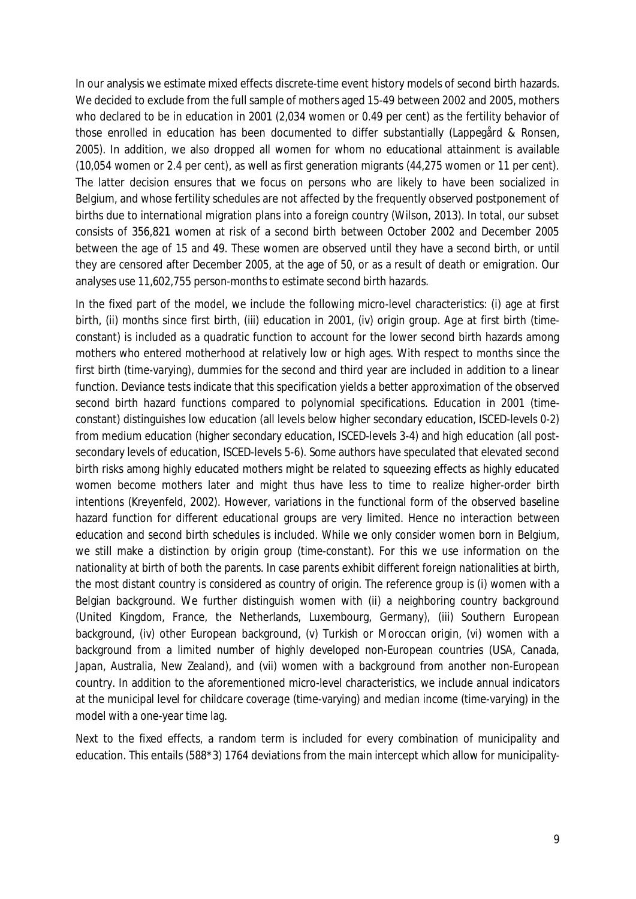In our analysis we estimate mixed effects discrete-time event history models of second birth hazards. We decided to exclude from the full sample of mothers aged 15-49 between 2002 and 2005, mothers who declared to be in education in 2001 (2,034 women or 0.49 per cent) as the fertility behavior of those enrolled in education has been documented to differ substantially (Lappegård & Ronsen, 2005). In addition, we also dropped all women for whom no educational attainment is available (10,054 women or 2.4 per cent), as well as first generation migrants (44,275 women or 11 per cent). The latter decision ensures that we focus on persons who are likely to have been socialized in Belgium, and whose fertility schedules are not affected by the frequently observed postponement of births due to international migration plans into a foreign country (Wilson, 2013). In total, our subset consists of 356,821 women at risk of a second birth between October 2002 and December 2005 between the age of 15 and 49. These women are observed until they have a second birth, or until they are censored after December 2005, at the age of 50, or as a result of death or emigration. Our analyses use 11,602,755 person-months to estimate second birth hazards.

In the fixed part of the model, we include the following micro-level characteristics: (i) age at first birth, (ii) months since first birth, (iii) education in 2001, (iv) origin group. *Age at first birth* (time-constant) is included as a quadratic function to account for the lower second birth hazards among mothers who entered motherhood at relatively low or high ages. With respect to *months since the first birth* (time-varying), dummies for the second and third year are included in addition to a linear function. Deviance tests indicate that this specification yields a better approximation of the observed second birth hazard functions compared to polynomial specifications. *Education in 2001* (time-constant) distinguishes low education (all levels below higher secondary education, ISCED-levels 0-2) from medium education (higher secondary education, ISCED-levels 3-4) and high education (all post-secondary levels of education, ISCED-levels 5-6). Some authors have speculated that elevated second birth risks among highly educated mothers might be related to squeezing effects as highly educated women become mothers later and might thus have less to time to realize higher-order birth intentions (Kreyenfeld, 2002). However, variations in the functional form of the observed baseline hazard function for different educational groups are very limited. Hence no interaction between education and second birth schedules is included. While we only consider women born in Belgium, we still make a distinction by *origin group* (time-constant). For this we use information on the nationality at birth of both the parents. In case parents exhibit different foreign nationalities at birth, the most distant country is considered as country of origin. The reference group is (i) women with a Belgian background. We further distinguish women with (ii) a neighboring country background (United Kingdom, France, the Netherlands, Luxembourg, Germany), (iii) Southern European background, (iv) other European background, (v) Turkish or Moroccan origin, (vi) women with a background from a limited number of highly developed non-European countries (USA, Canada, Japan, Australia, New Zealand), and (vii) women with a background from another non-European country. In addition to the aforementioned micro-level characteristics, we include annual indicators at the municipal level for *childcare coverage* (time-varying) and *median income* (time-varying) in the model with a one-year time lag.

Next to the fixed effects, a random term is included for every combination of municipality and education. This entails (588*3) 1764 deviations from the main intercept which allow for municipality-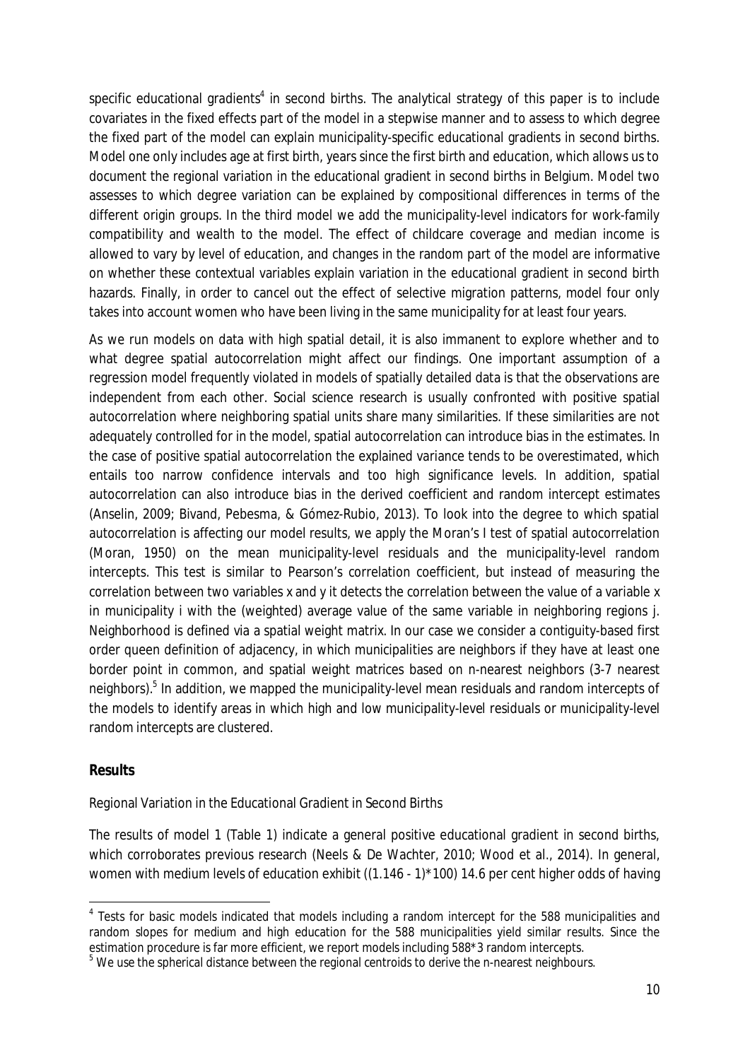specific educational gradients[4] in second births. The analytical strategy of this paper is to include covariates in the fixed effects part of the model in a stepwise manner and to assess to which degree the fixed part of the model can explain municipality-specific educational gradients in second births. Model one only includes age at first birth, years since the first birth and education, which allows us to document the regional variation in the educational gradient in second births in Belgium. Model two assesses to which degree variation can be explained by compositional differences in terms of the different origin groups. In the third model we add the municipality-level indicators for work-family compatibility and wealth to the model. The effect of childcare coverage and median income is allowed to vary by level of education, and changes in the random part of the model are informative on whether these contextual variables explain variation in the educational gradient in second birth hazards. Finally, in order to cancel out the effect of selective migration patterns, model four only takes into account women who have been living in the same municipality for at least four years.

As we run models on data with high spatial detail, it is also immanent to explore whether and to what degree spatial autocorrelation might affect our findings. One important assumption of a regression model frequently violated in models of spatially detailed data is that the observations are independent from each other. Social science research is usually confronted with positive spatial autocorrelation where neighboring spatial units share many similarities. If these similarities are not adequately controlled for in the model, spatial autocorrelation can introduce bias in the estimates. In the case of positive spatial autocorrelation the explained variance tends to be overestimated, which entails too narrow confidence intervals and too high significance levels. In addition, spatial autocorrelation can also introduce bias in the derived coefficient and random intercept estimates (Anselin, 2009; Bivand, Pebesma, & Gómez-Rubio, 2013). To look into the degree to which spatial autocorrelation is affecting our model results, we apply the Moran's I test of spatial autocorrelation (Moran, 1950) on the mean municipality-level residuals and the municipality-level random intercepts. This test is similar to Pearson's correlation coefficient, but instead of measuring the correlation between two variables x and y it detects the correlation between the value of a variable x in municipality i with the (weighted) average value of the same variable in neighboring regions j. Neighborhood is defined via a spatial weight matrix. In our case we consider a contiguity-based first order queen definition of adjacency, in which municipalities are neighbors if they have at least one border point in common, and spatial weight matrices based on n-nearest neighbors (3-7 nearest neighbors).[5] In addition, we mapped the municipality-level mean residuals and random intercepts of the models to identify areas in which high and low municipality-level residuals or municipality-level random intercepts are clustered.

## Results

Regional Variation in the Educational Gradient in Second Births

The results of model 1 (Table 1) indicate a general positive educational gradient in second births, which corroborates previous research (Neels & De Wachter, 2010; Wood et al., 2014). In general, women with medium levels of education exhibit ((1.146 - 1)*100) 14.6 per cent higher odds of having

---

[4] Tests for basic models indicated that models including a random intercept for the 588 municipalities and random slopes for medium and high education for the 588 municipalities yield similar results. Since the estimation procedure is far more efficient, we report models including 588*3 random intercepts.

[5] We use the spherical distance between the regional centroids to derive the n-nearest neighbours.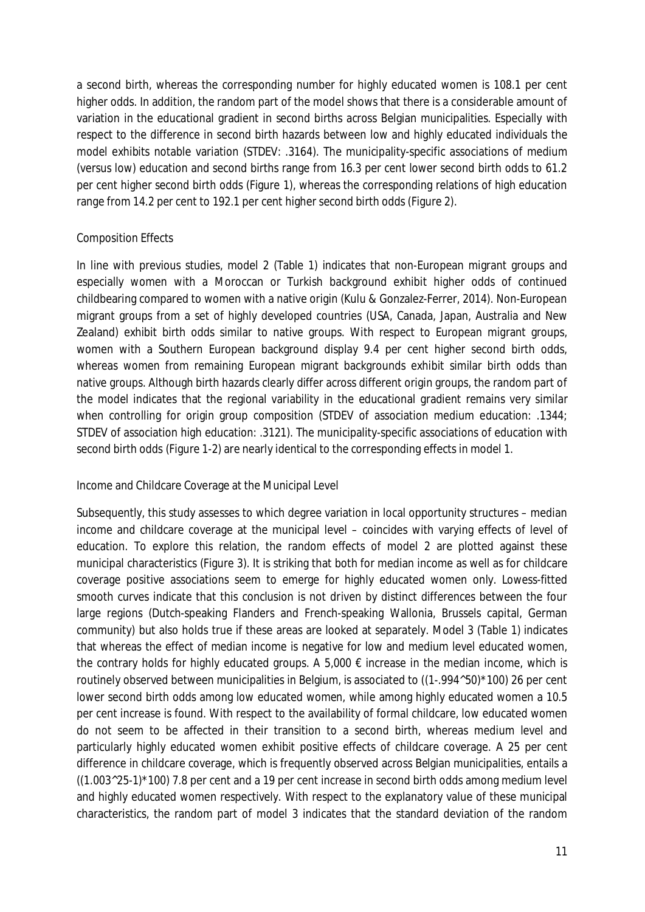a second birth, whereas the corresponding number for highly educated women is 108.1 per cent higher odds. In addition, the random part of the model shows that there is a considerable amount of variation in the educational gradient in second births across Belgian municipalities. Especially with respect to the difference in second birth hazards between low and highly educated individuals the model exhibits notable variation (STDEV: .3164). The municipality-specific associations of medium (versus low) education and second births range from 16.3 per cent lower second birth odds to 61.2 per cent higher second birth odds (Figure 1), whereas the corresponding relations of high education range from 14.2 per cent to 192.1 per cent higher second birth odds (Figure 2).

### Composition Effects

In line with previous studies, model 2 (Table 1) indicates that non-European migrant groups and especially women with a Moroccan or Turkish background exhibit higher odds of continued childbearing compared to women with a native origin (Kulu & Gonzalez-Ferrer, 2014). Non-European migrant groups from a set of highly developed countries (USA, Canada, Japan, Australia and New Zealand) exhibit birth odds similar to native groups. With respect to European migrant groups, women with a Southern European background display 9.4 per cent higher second birth odds, whereas women from remaining European migrant backgrounds exhibit similar birth odds than native groups. Although birth hazards clearly differ across different origin groups, the random part of the model indicates that the regional variability in the educational gradient remains very similar when controlling for origin group composition (STDEV of association medium education: .1344; STDEV of association high education: .3121). The municipality-specific associations of education with second birth odds (Figure 1-2) are nearly identical to the corresponding effects in model 1.

### Income and Childcare Coverage at the Municipal Level

Subsequently, this study assesses to which degree variation in local opportunity structures – median income and childcare coverage at the municipal level – coincides with varying effects of level of education. To explore this relation, the random effects of model 2 are plotted against these municipal characteristics (Figure 3). It is striking that both for median income as well as for childcare coverage positive associations seem to emerge for highly educated women only. Lowess-fitted smooth curves indicate that this conclusion is not driven by distinct differences between the four large regions (Dutch-speaking Flanders and French-speaking Wallonia, Brussels capital, German community) but also holds true if these areas are looked at separately. Model 3 (Table 1) indicates that whereas the effect of median income is negative for low and medium level educated women, the contrary holds for highly educated groups. A 5,000 € increase in the median income, which is routinely observed between municipalities in Belgium, is associated to ($(1-.994^{50})*100$) 26 per cent lower second birth odds among low educated women, while among highly educated women a 10.5 per cent increase is found. With respect to the availability of formal childcare, low educated women do not seem to be affected in their transition to a second birth, whereas medium level and particularly highly educated women exhibit positive effects of childcare coverage. A 25 per cent difference in childcare coverage, which is frequently observed across Belgian municipalities, entails a ($(1.003^{25}-1)*100$) 7.8 per cent and a 19 per cent increase in second birth odds among medium level and highly educated women respectively. With respect to the explanatory value of these municipal characteristics, the random part of model 3 indicates that the standard deviation of the random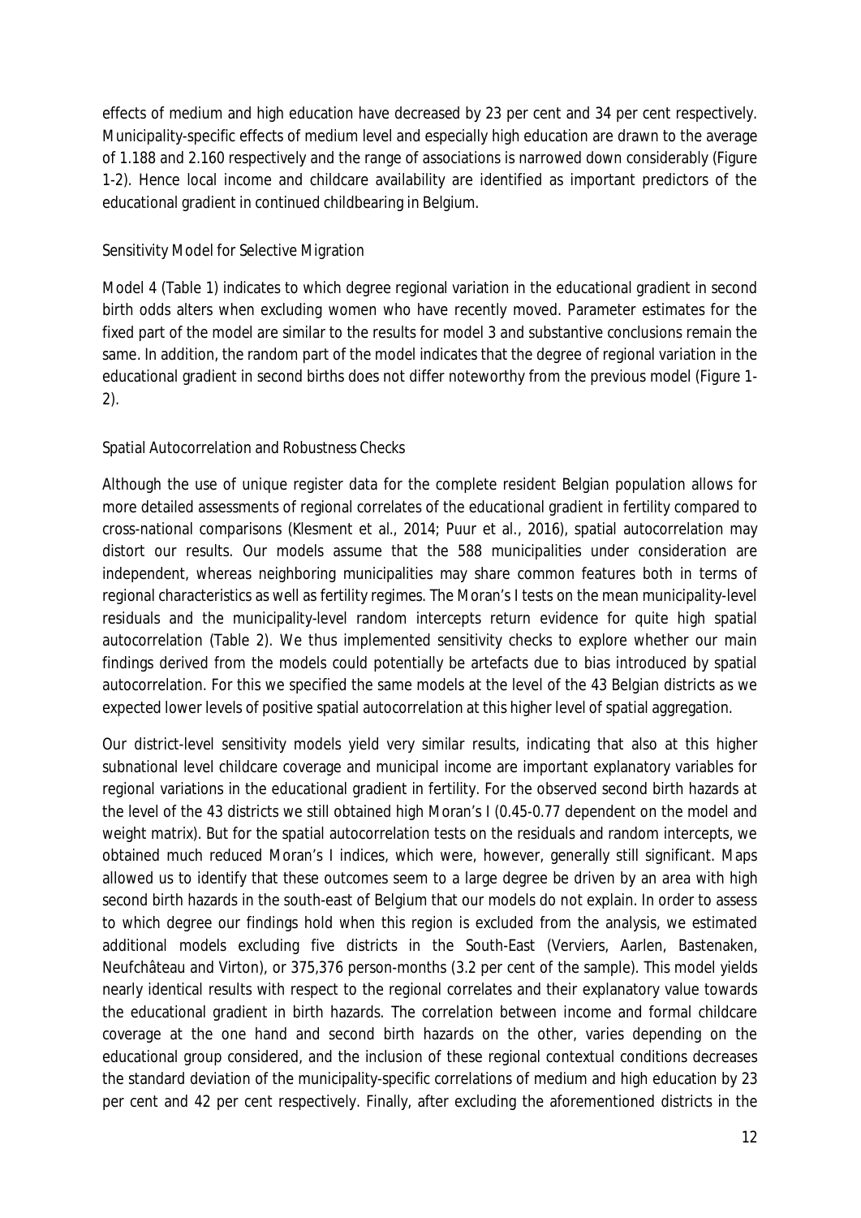effects of medium and high education have decreased by 23 per cent and 34 per cent respectively. Municipality-specific effects of medium level and especially high education are drawn to the average of 1.188 and 2.160 respectively and the range of associations is narrowed down considerably (Figure 1-2). Hence local income and childcare availability are identified as important predictors of the educational gradient in continued childbearing in Belgium.

### Sensitivity Model for Selective Migration

Model 4 (Table 1) indicates to which degree regional variation in the educational gradient in second birth odds alters when excluding women who have recently moved. Parameter estimates for the fixed part of the model are similar to the results for model 3 and substantive conclusions remain the same. In addition, the random part of the model indicates that the degree of regional variation in the educational gradient in second births does not differ noteworthy from the previous model (Figure 1-2).

### Spatial Autocorrelation and Robustness Checks

Although the use of unique register data for the complete resident Belgian population allows for more detailed assessments of regional correlates of the educational gradient in fertility compared to cross-national comparisons (Klesment et al., 2014; Puur et al., 2016), spatial autocorrelation may distort our results. Our models assume that the 588 municipalities under consideration are independent, whereas neighboring municipalities may share common features both in terms of regional characteristics as well as fertility regimes. The Moran's I tests on the mean municipality-level residuals and the municipality-level random intercepts return evidence for quite high spatial autocorrelation (Table 2). We thus implemented sensitivity checks to explore whether our main findings derived from the models could potentially be artefacts due to bias introduced by spatial autocorrelation. For this we specified the same models at the level of the 43 Belgian districts as we expected lower levels of positive spatial autocorrelation at this higher level of spatial aggregation.

Our district-level sensitivity models yield very similar results, indicating that also at this higher subnational level childcare coverage and municipal income are important explanatory variables for regional variations in the educational gradient in fertility. For the observed second birth hazards at the level of the 43 districts we still obtained high Moran's I (0.45-0.77 dependent on the model and weight matrix). But for the spatial autocorrelation tests on the residuals and random intercepts, we obtained much reduced Moran's I indices, which were, however, generally still significant. Maps allowed us to identify that these outcomes seem to a large degree be driven by an area with high second birth hazards in the south-east of Belgium that our models do not explain. In order to assess to which degree our findings hold when this region is excluded from the analysis, we estimated additional models excluding five districts in the South-East (Verviers, Aarlen, Bastenaken, Neufchâteau and Virton), or 375,376 person-months (3.2 per cent of the sample). This model yields nearly identical results with respect to the regional correlates and their explanatory value towards the educational gradient in birth hazards. The correlation between income and formal childcare coverage at the one hand and second birth hazards on the other, varies depending on the educational group considered, and the inclusion of these regional contextual conditions decreases the standard deviation of the municipality-specific correlations of medium and high education by 23 per cent and 42 per cent respectively. Finally, after excluding the aforementioned districts in the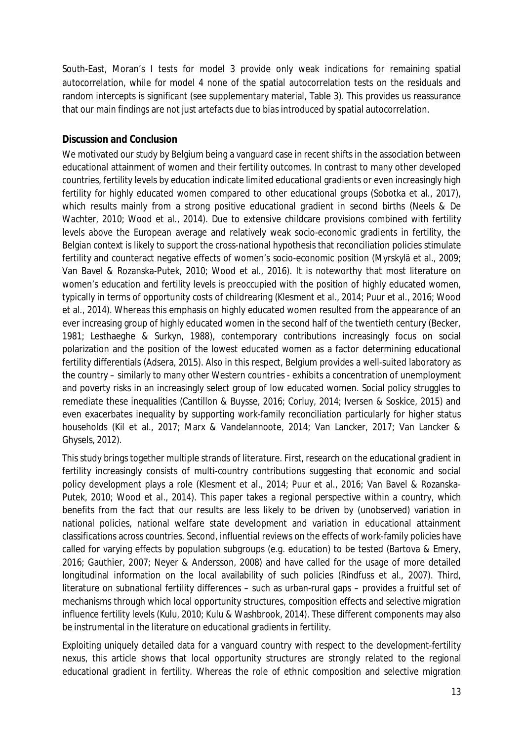South-East, Moran's I tests for model 3 provide only weak indications for remaining spatial autocorrelation, while for model 4 none of the spatial autocorrelation tests on the residuals and random intercepts is significant (see supplementary material, Table 3). This provides us reassurance that our main findings are not just artefacts due to bias introduced by spatial autocorrelation.

## Discussion and Conclusion

We motivated our study by Belgium being a vanguard case in recent shifts in the association between educational attainment of women and their fertility outcomes. In contrast to many other developed countries, fertility levels by education indicate limited educational gradients or even increasingly high fertility for highly educated women compared to other educational groups (Sobotka et al., 2017), which results mainly from a strong positive educational gradient in second births (Neels & De Wachter, 2010; Wood et al., 2014). Due to extensive childcare provisions combined with fertility levels above the European average and relatively weak socio-economic gradients in fertility, the Belgian context is likely to support the cross-national hypothesis that reconciliation policies stimulate fertility and counteract negative effects of women's socio-economic position (Myrskylä et al., 2009; Van Bavel & Rozanska-Putek, 2010; Wood et al., 2016). It is noteworthy that most literature on women's education and fertility levels is preoccupied with the position of highly educated women, typically in terms of opportunity costs of childrearing (Klesment et al., 2014; Puur et al., 2016; Wood et al., 2014). Whereas this emphasis on highly educated women resulted from the appearance of an ever increasing group of highly educated women in the second half of the twentieth century (Becker, 1981; Lesthaeghe & Surkyn, 1988), contemporary contributions increasingly focus on social polarization and the position of the lowest educated women as a factor determining educational fertility differentials (Adsera, 2015). Also in this respect, Belgium provides a well-suited laboratory as the country – similarly to many other Western countries - exhibits a concentration of unemployment and poverty risks in an increasingly select group of low educated women. Social policy struggles to remediate these inequalities (Cantillon & Buysse, 2016; Corluy, 2014; Iversen & Soskice, 2015) and even exacerbates inequality by supporting work-family reconciliation particularly for higher status households (Kil et al., 2017; Marx & Vandelannoote, 2014; Van Lancker, 2017; Van Lancker & Ghysels, 2012).

This study brings together multiple strands of literature. First, research on the educational gradient in fertility increasingly consists of multi-country contributions suggesting that economic and social policy development plays a role (Klesment et al., 2014; Puur et al., 2016; Van Bavel & Rozanska-Putek, 2010; Wood et al., 2014). This paper takes a regional perspective within a country, which benefits from the fact that our results are less likely to be driven by (unobserved) variation in national policies, national welfare state development and variation in educational attainment classifications across countries. Second, influential reviews on the effects of work-family policies have called for varying effects by population subgroups (e.g. education) to be tested (Bartova & Emery, 2016; Gauthier, 2007; Neyer & Andersson, 2008) and have called for the usage of more detailed longitudinal information on the local availability of such policies (Rindfuss et al., 2007). Third, literature on subnational fertility differences – such as urban-rural gaps – provides a fruitful set of mechanisms through which local opportunity structures, composition effects and selective migration influence fertility levels (Kulu, 2010; Kulu & Washbrook, 2014). These different components may also be instrumental in the literature on educational gradients in fertility.

Exploiting uniquely detailed data for a vanguard country with respect to the development-fertility nexus, this article shows that local opportunity structures are strongly related to the regional educational gradient in fertility. Whereas the role of ethnic composition and selective migration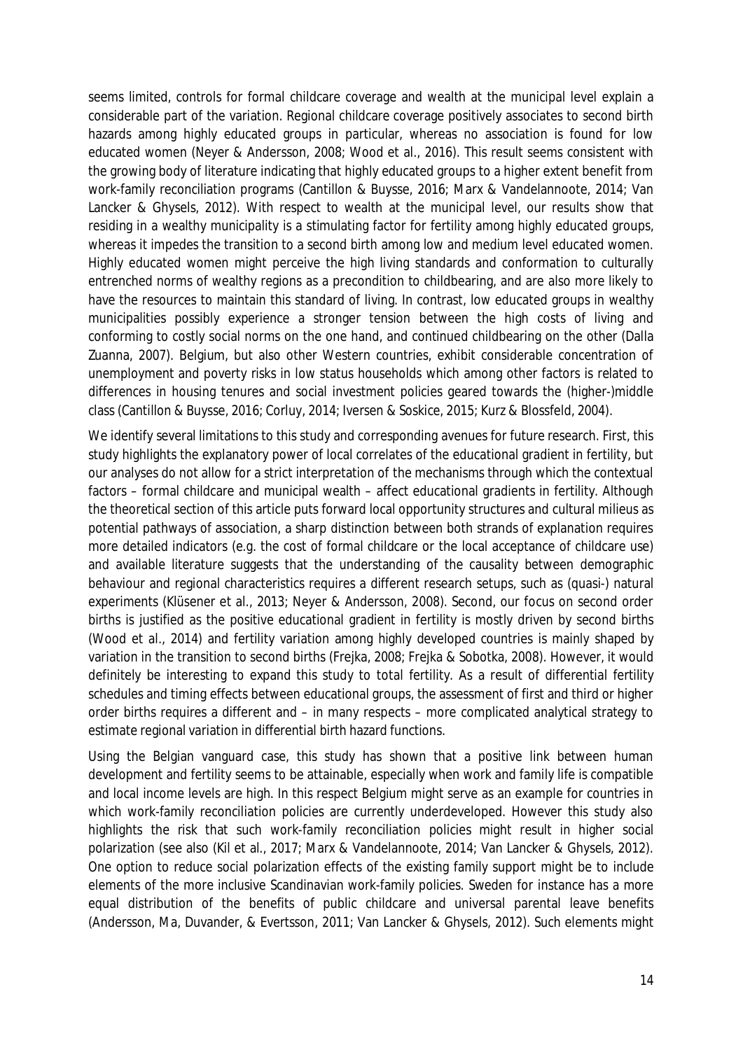seems limited, controls for formal childcare coverage and wealth at the municipal level explain a considerable part of the variation. Regional childcare coverage positively associates to second birth hazards among highly educated groups in particular, whereas no association is found for low educated women (Neyer & Andersson, 2008; Wood et al., 2016). This result seems consistent with the growing body of literature indicating that highly educated groups to a higher extent benefit from work-family reconciliation programs (Cantillon & Buysse, 2016; Marx & Vandelannoote, 2014; Van Lancker & Ghysels, 2012). With respect to wealth at the municipal level, our results show that residing in a wealthy municipality is a stimulating factor for fertility among highly educated groups, whereas it impedes the transition to a second birth among low and medium level educated women. Highly educated women might perceive the high living standards and conformation to culturally entrenched norms of wealthy regions as a precondition to childbearing, and are also more likely to have the resources to maintain this standard of living. In contrast, low educated groups in wealthy municipalities possibly experience a stronger tension between the high costs of living and conforming to costly social norms on the one hand, and continued childbearing on the other (Dalla Zuanna, 2007). Belgium, but also other Western countries, exhibit considerable concentration of unemployment and poverty risks in low status households which among other factors is related to differences in housing tenures and social investment policies geared towards the (higher-)middle class (Cantillon & Buysse, 2016; Corluy, 2014; Iversen & Soskice, 2015; Kurz & Blossfeld, 2004).

We identify several limitations to this study and corresponding avenues for future research. First, this study highlights the explanatory power of local correlates of the educational gradient in fertility, but our analyses do not allow for a strict interpretation of the mechanisms through which the contextual factors – formal childcare and municipal wealth – affect educational gradients in fertility. Although the theoretical section of this article puts forward local opportunity structures and cultural milieus as potential pathways of association, a sharp distinction between both strands of explanation requires more detailed indicators (e.g. the cost of formal childcare or the local acceptance of childcare use) and available literature suggests that the understanding of the causality between demographic behaviour and regional characteristics requires a different research setups, such as (quasi-) natural experiments (Klüsener et al., 2013; Neyer & Andersson, 2008). Second, our focus on second order births is justified as the positive educational gradient in fertility is mostly driven by second births (Wood et al., 2014) and fertility variation among highly developed countries is mainly shaped by variation in the transition to second births (Frejka, 2008; Frejka & Sobotka, 2008). However, it would definitely be interesting to expand this study to total fertility. As a result of differential fertility schedules and timing effects between educational groups, the assessment of first and third or higher order births requires a different and – in many respects – more complicated analytical strategy to estimate regional variation in differential birth hazard functions.

Using the Belgian vanguard case, this study has shown that a positive link between human development and fertility seems to be attainable, especially when work and family life is compatible and local income levels are high. In this respect Belgium might serve as an example for countries in which work-family reconciliation policies are currently underdeveloped. However this study also highlights the risk that such work-family reconciliation policies might result in higher social polarization (see also (Kil et al., 2017; Marx & Vandelannoote, 2014; Van Lancker & Ghysels, 2012). One option to reduce social polarization effects of the existing family support might be to include elements of the more inclusive Scandinavian work-family policies. Sweden for instance has a more equal distribution of the benefits of public childcare and universal parental leave benefits (Andersson, Ma, Duvander, & Evertsson, 2011; Van Lancker & Ghysels, 2012). Such elements might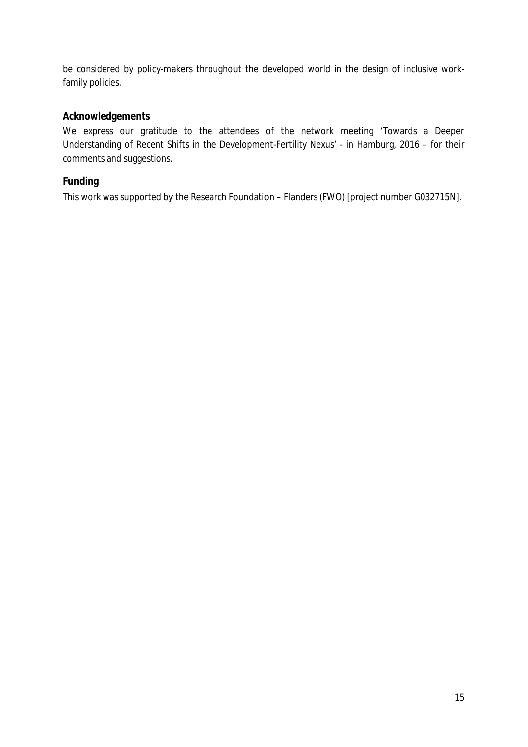be considered by policy-makers throughout the developed world in the design of inclusive work-family policies.

## Acknowledgements

We express our gratitude to the attendees of the network meeting 'Towards a Deeper Understanding of Recent Shifts in the Development-Fertility Nexus' - in Hamburg, 2016 – for their comments and suggestions.

## Funding

This work was supported by the Research Foundation – Flanders (FWO) [project number G032715N].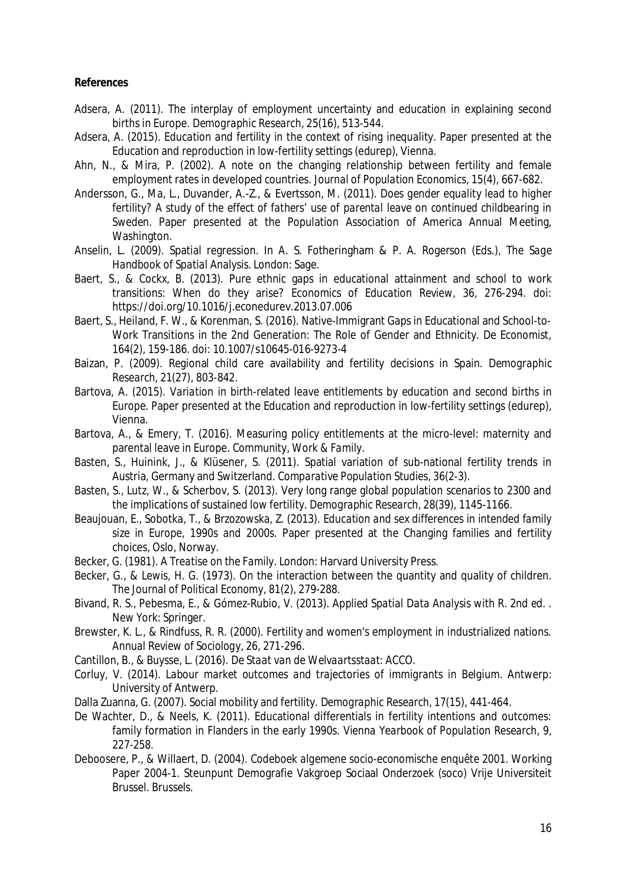**References**

Adsera, A. (2011). The interplay of employment uncertainty and education in explaining second births in Europe. *Demographic Research, 25*(16), 513-544.

Adsera, A. (2015). *Education and fertility in the context of rising inequality.* Paper presented at the Education and reproduction in low-fertility settings (edurep), Vienna.

Ahn, N., & Mira, P. (2002). A note on the changing relationship between fertility and female employment rates in developed countries. *Journal of Population Economics, 15*(4), 667-682.

Andersson, G., Ma, L., Duvander, A.-Z., & Evertsson, M. (2011). *Does gender equality lead to higher fertility? A study of the effect of fathers' use of parental leave on continued childbearing in Sweden.* Paper presented at the Population Association of America Annual Meeting, Washington.

Anselin, L. (2009). Spatial regression. In A. S. Fotheringham & P. A. Rogerson (Eds.), *The Sage Handbook of Spatial Analysis*. London: Sage.

Baert, S., & Cockx, B. (2013). Pure ethnic gaps in educational attainment and school to work transitions: When do they arise? *Economics of Education Review, 36*, 276-294. doi: https://doi.org/10.1016/j.econedurev.2013.07.006

Baert, S., Heiland, F. W., & Korenman, S. (2016). Native-Immigrant Gaps in Educational and School-to-Work Transitions in the 2nd Generation: The Role of Gender and Ethnicity. *De Economist, 164*(2), 159-186. doi: 10.1007/s10645-016-9273-4

Baizan, P. (2009). Regional child care availability and fertility decisions in Spain. *Demographic Research, 21*(27), 803-842.

Bartova, A. (2015). *Variation in birth-related leave entitlements by education and second births in Europe.* Paper presented at the Education and reproduction in low-fertility settings (edurep), Vienna.

Bartova, A., & Emery, T. (2016). Measuring policy entitlements at the micro-level: maternity and parental leave in Europe. *Community, Work & Family*.

Basten, S., Huinink, J., & Klüsener, S. (2011). Spatial variation of sub-national fertility trends in Austria, Germany and Switzerland. *Comparative Population Studies, 36*(2-3).

Basten, S., Lutz, W., & Scherbov, S. (2013). Very long range global population scenarios to 2300 and the implications of sustained low fertility. *Demographic Research, 28*(39), 1145-1166.

Beaujouan, E., Sobotka, T., & Brzozowska, Z. (2013). *Education and sex differences in intended family size in Europe, 1990s and 2000s.* Paper presented at the Changing families and fertility choices, Oslo, Norway.

Becker, G. (1981). *A Treatise on the Family*. London: Harvard University Press.

Becker, G., & Lewis, H. G. (1973). On the interaction between the quantity and quality of children. *The Journal of Political Economy, 81*(2), 279-288.

Bivand, R. S., Pebesma, E., & Gómez-Rubio, V. (2013). *Applied Spatial Data Analysis with R. 2nd ed.* . New York: Springer.

Brewster, K. L., & Rindfuss, R. R. (2000). Fertility and women's employment in industrialized nations. *Annual Review of Sociology, 26*, 271-296.

Cantillon, B., & Buysse, L. (2016). *De Staat van de Welvaartsstaat*: ACCO.

Corluy, V. (2014). *Labour market outcomes and trajectories of immigrants in Belgium.* Antwerp: University of Antwerp.

Dalla Zuanna, G. (2007). Social mobility and fertility. *Demographic Research, 17*(15), 441-464.

De Wachter, D., & Neels, K. (2011). Educational differentials in fertility intentions and outcomes: family formation in Flanders in the early 1990s. *Vienna Yearbook of Population Research, 9*, 227-258.

Deboosere, P., & Willaert, D. (2004). Codeboek algemene socio-economische enquête 2001. Working Paper 2004-1. Steunpunt Demografie Vakgroep Sociaal Onderzoek (soco) Vrije Universiteit Brussel. Brussels.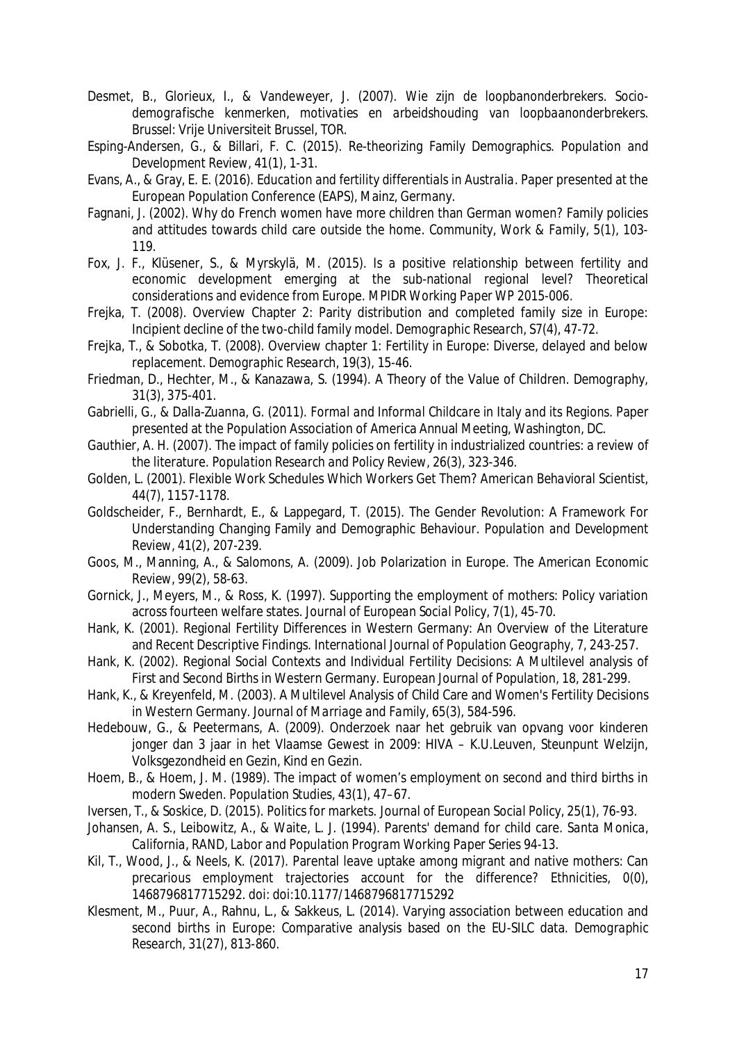Desmet, B., Glorieux, I., & Vandeweyer, J. (2007). *Wie zijn de loopbanonderbrekers. Socio-demografische kenmerken, motivaties en arbeidshouding van loopbaanonderbrekers*. Brussel: Vrije Universiteit Brussel, TOR.

Esping-Andersen, G., & Billari, F. C. (2015). Re-theorizing Family Demographics. *Population and Development Review, 41*(1), 1-31.

Evans, A., & Gray, E. E. (2016). *Education and fertility differentials in Australia*. Paper presented at the European Population Conference (EAPS), Mainz, Germany.

Fagnani, J. (2002). Why do French women have more children than German women? Family policies and attitudes towards child care outside the home. *Community, Work & Family, 5*(1), 103-119.

Fox, J. F., Klüsener, S., & Myrskylä, M. (2015). Is a positive relationship between fertility and economic development emerging at the sub-national regional level? Theoretical considerations and evidence from Europe. *MPIDR Working Paper WP 2015-006*.

Frejka, T. (2008). Overview Chapter 2: Parity distribution and completed family size in Europe: Incipient decline of the two-child family model. *Demographic Research, S7*(4), 47-72.

Frejka, T., & Sobotka, T. (2008). Overview chapter 1: Fertility in Europe: Diverse, delayed and below replacement. *Demographic Research, 19*(3), 15-46.

Friedman, D., Hechter, M., & Kanazawa, S. (1994). A Theory of the Value of Children. *Demography, 31*(3), 375-401.

Gabrielli, G., & Dalla-Zuanna, G. (2011). *Formal and Informal Childcare in Italy and its Regions*. Paper presented at the Population Association of America Annual Meeting, Washington, DC.

Gauthier, A. H. (2007). The impact of family policies on fertility in industrialized countries: a review of the literature. *Population Research and Policy Review, 26*(3), 323-346.

Golden, L. (2001). Flexible Work Schedules Which Workers Get Them? *American Behavioral Scientist, 44*(7), 1157-1178.

Goldscheider, F., Bernhardt, E., & Lappegard, T. (2015). The Gender Revolution: A Framework For Understanding Changing Family and Demographic Behaviour. *Population and Development Review, 41*(2), 207-239.

Goos, M., Manning, A., & Salomons, A. (2009). Job Polarization in Europe. *The American Economic Review, 99*(2), 58-63.

Gornick, J., Meyers, M., & Ross, K. (1997). Supporting the employment of mothers: Policy variation across fourteen welfare states. *Journal of European Social Policy, 7*(1), 45-70.

Hank, K. (2001). Regional Fertility Differences in Western Germany: An Overview of the Literature and Recent Descriptive Findings. *International Journal of Population Geography, 7*, 243-257.

Hank, K. (2002). Regional Social Contexts and Individual Fertility Decisions: A Multilevel analysis of First and Second Births in Western Germany. *European Journal of Population, 18*, 281-299.

Hank, K., & Kreyenfeld, M. (2003). A Multilevel Analysis of Child Care and Women's Fertility Decisions in Western Germany. *Journal of Marriage and Family, 65*(3), 584-596.

Hedebouw, G., & Peetermans, A. (2009). Onderzoek naar het gebruik van opvang voor kinderen jonger dan 3 jaar in het Vlaamse Gewest in 2009: HIVA – K.U.Leuven, Steunpunt Welzijn, Volksgezondheid en Gezin, Kind en Gezin.

Hoem, B., & Hoem, J. M. (1989). The impact of women's employment on second and third births in modern Sweden. *Population Studies, 43*(1), 47–67.

Iversen, T., & Soskice, D. (2015). Politics for markets. *Journal of European Social Policy, 25*(1), 76-93.

Johansen, A. S., Leibowitz, A., & Waite, L. J. (1994). Parents' demand for child care. *Santa Monica, California, RAND, Labor and Population Program Working Paper Series 94-13*.

Kil, T., Wood, J., & Neels, K. (2017). Parental leave uptake among migrant and native mothers: Can precarious employment trajectories account for the difference? *Ethnicities, 0*(0), 1468796817715292. doi: doi:10.1177/1468796817715292

Klesment, M., Puur, A., Rahnu, L., & Sakkeus, L. (2014). Varying association between education and second births in Europe: Comparative analysis based on the EU-SILC data. *Demographic Research, 31*(27), 813-860.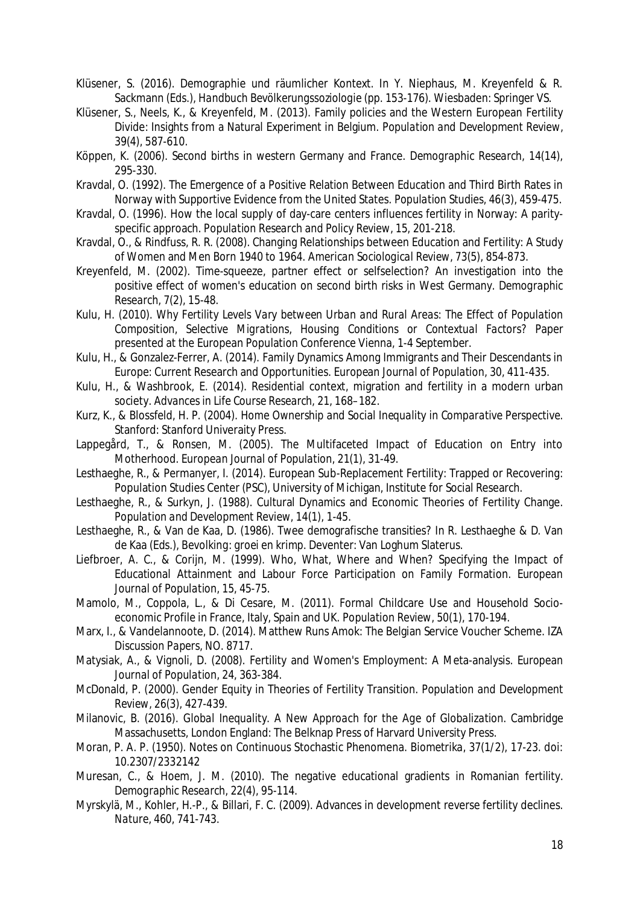Klüsener, S. (2016). Demographie und räumlicher Kontext. In Y. Niephaus, M. Kreyenfeld & R. Sackmann (Eds.), *Handbuch Bevölkerungssoziologie* (pp. 153-176). Wiesbaden: Springer VS.

Klüsener, S., Neels, K., & Kreyenfeld, M. (2013). Family policies and the Western European Fertility Divide: Insights from a Natural Experiment in Belgium. *Population and Development Review*, 39(4), 587-610.

Köppen, K. (2006). Second births in western Germany and France. *Demographic Research*, 14(14), 295-330.

Kravdal, O. (1992). The Emergence of a Positive Relation Between Education and Third Birth Rates in Norway with Supportive Evidence from the United States. *Population Studies*, 46(3), 459-475.

Kravdal, O. (1996). How the local supply of day-care centers influences fertility in Norway: A parity-specific approach. *Population Research and Policy Review*, 15, 201-218.

Kravdal, O., & Rindfuss, R. R. (2008). Changing Relationships between Education and Fertility: A Study of Women and Men Born 1940 to 1964. *American Sociological Review*, 73(5), 854-873.

Kreyenfeld, M. (2002). Time-squeeze, partner effect or selfselection? An investigation into the positive effect of women's education on second birth risks in West Germany. *Demographic Research*, 7(2), 15-48.

Kulu, H. (2010). *Why Fertility Levels Vary between Urban and Rural Areas: The Effect of Population Composition, Selective Migrations, Housing Conditions or Contextual Factors?* Paper presented at the European Population Conference Vienna, 1-4 September.

Kulu, H., & Gonzalez-Ferrer, A. (2014). Family Dynamics Among Immigrants and Their Descendants in Europe: Current Research and Opportunities. *European Journal of Population*, 30, 411-435.

Kulu, H., & Washbrook, E. (2014). Residential context, migration and fertility in a modern urban society. *Advances in Life Course Research*, 21, 168–182.

Kurz, K., & Blossfeld, H. P. (2004). *Home Ownership and Social Inequality in Comparative Perspective*. Stanford: Stanford Univeraity Press.

Lappegård, T., & Ronsen, M. (2005). The Multifaceted Impact of Education on Entry into Motherhood. *European Journal of Population*, 21(1), 31-49.

Lesthaeghe, R., & Permanyer, I. (2014). European Sub-Replacement Fertility: Trapped or Recovering: Population Studies Center (PSC), University of Michigan, Institute for Social Research.

Lesthaeghe, R., & Surkyn, J. (1988). Cultural Dynamics and Economic Theories of Fertility Change. *Population and Development Review*, 14(1), 1-45.

Lesthaeghe, R., & Van de Kaa, D. (1986). Twee demografische transities? In R. Lesthaeghe & D. Van de Kaa (Eds.), *Bevolking: groei en krimp*. Deventer: Van Loghum Slaterus.

Liefbroer, A. C., & Corijn, M. (1999). Who, What, Where and When? Specifying the Impact of Educational Attainment and Labour Force Participation on Family Formation. *European Journal of Population*, 15, 45-75.

Mamolo, M., Coppola, L., & Di Cesare, M. (2011). Formal Childcare Use and Household Socio-economic Profile in France, Italy, Spain and UK. *Population Review*, 50(1), 170-194.

Marx, I., & Vandelannoote, D. (2014). Matthew Runs Amok: The Belgian Service Voucher Scheme. *IZA Discussion Papers*, NO. 8717.

Matysiak, A., & Vignoli, D. (2008). Fertility and Women's Employment: A Meta-analysis. *European Journal of Population*, 24, 363-384.

McDonald, P. (2000). Gender Equity in Theories of Fertility Transition. *Population and Development Review*, 26(3), 427-439.

Milanovic, B. (2016). *Global Inequality. A New Approach for the Age of Globalization*. Cambridge Massachusetts, London England: The Belknap Press of Harvard University Press.

Moran, P. A. P. (1950). Notes on Continuous Stochastic Phenomena. *Biometrika*, 37(1/2), 17-23. doi: 10.2307/2332142

Muresan, C., & Hoem, J. M. (2010). The negative educational gradients in Romanian fertility. *Demographic Research*, 22(4), 95-114.

Myrskylä, M., Kohler, H.-P., & Billari, F. C. (2009). Advances in development reverse fertility declines. *Nature*, 460, 741-743.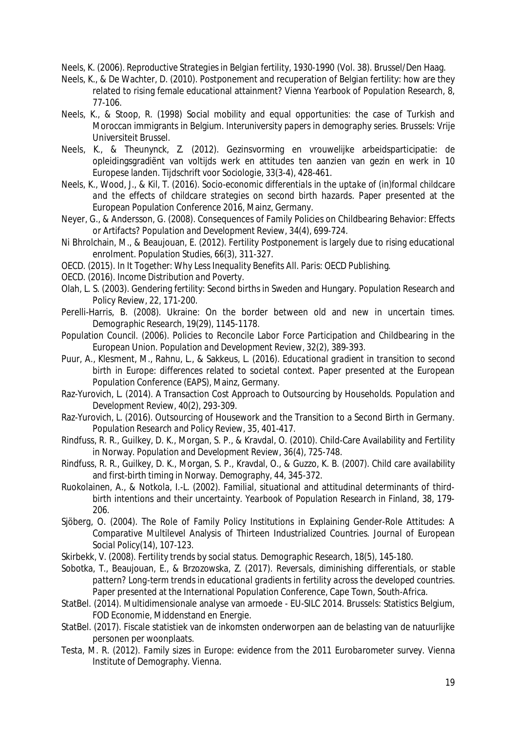Neels, K. (2006). *Reproductive Strategies in Belgian fertility, 1930-1990* (Vol. 38). Brussel/Den Haag.

Neels, K., & De Wachter, D. (2010). Postponement and recuperation of Belgian fertility: how are they related to rising female educational attainment? *Vienna Yearbook of Population Research, 8*, 77-106.

Neels, K., & Stoop, R. (1998) Social mobility and equal opportunities: the case of Turkish and Moroccan immigrants in Belgium. Interuniversity papers in demography series. Brussels: Vrije Universiteit Brussel.

Neels, K., & Theunynck, Z. (2012). Gezinsvorming en vrouwelijke arbeidsparticipatie: de opleidingsgradiënt van voltijds werk en attitudes ten aanzien van gezin en werk in 10 Europese landen. Tijdschrift voor Sociologie, 33(3-4), 428-461.

Neels, K., Wood, J., & Kil, T. (2016). *Socio-economic differentials in the uptake of (in)formal childcare and the effects of childcare strategies on second birth hazards*. Paper presented at the European Population Conference 2016, Mainz, Germany.

Neyer, G., & Andersson, G. (2008). Consequences of Family Policies on Childbearing Behavior: Effects or Artifacts? *Population and Development Review, 34*(4), 699-724.

Ni Bhrolchain, M., & Beaujouan, E. (2012). Fertility Postponement is largely due to rising educational enrolment. *Population Studies, 66*(3), 311-327.

OECD. (2015). *In It Together: Why Less Inequality Benefits All*. Paris: OECD Publishing.

OECD. (2016). *Income Distribution and Poverty*.

Olah, L. S. (2003). Gendering fertility: Second births in Sweden and Hungary. *Population Research and Policy Review, 22*, 171-200.

Perelli-Harris, B. (2008). Ukraine: On the border between old and new in uncertain times. *Demographic Research, 19*(29), 1145-1178.

Population Council. (2006). Policies to Reconcile Labor Force Participation and Childbearing in the European Union. *Population and Development Review, 32*(2), 389-393.

Puur, A., Klesment, M., Rahnu, L., & Sakkeus, L. (2016). *Educational gradient in transition to second birth in Europe: differences related to societal context*. Paper presented at the European Population Conference (EAPS), Mainz, Germany.

Raz-Yurovich, L. (2014). A Transaction Cost Approach to Outsourcing by Households. *Population and Development Review, 40*(2), 293-309.

Raz-Yurovich, L. (2016). Outsourcing of Housework and the Transition to a Second Birth in Germany. *Population Research and Policy Review, 35*, 401-417.

Rindfuss, R. R., Guilkey, D. K., Morgan, S. P., & Kravdal, O. (2010). Child-Care Availability and Fertility in Norway. *Population and Development Review, 36*(4), 725-748.

Rindfuss, R. R., Guilkey, D. K., Morgan, S. P., Kravdal, O., & Guzzo, K. B. (2007). Child care availability and first-birth timing in Norway. *Demography, 44*, 345-372.

Ruokolainen, A., & Notkola, I.-L. (2002). Familial, situational and attitudinal determinants of third-birth intentions and their uncertainty. *Yearbook of Population Research in Finland, 38*, 179-206.

Sjöberg, O. (2004). The Role of Family Policy Institutions in Explaining Gender-Role Attitudes: A Comparative Multilevel Analysis of Thirteen Industrialized Countries. *Journal of European Social Policy*(14), 107-123.

Skirbekk, V. (2008). Fertility trends by social status. *Demographic Research, 18*(5), 145-180.

Sobotka, T., Beaujouan, E., & Brzozowska, Z. (2017). *Reversals, diminishing differentials, or stable pattern? Long-term trends in educational gradients in fertility across the developed countries*. Paper presented at the International Population Conference, Cape Town, South-Africa.

StatBel. (2014). Multidimensionale analyse van armoede - EU-SILC 2014. Brussels: Statistics Belgium, FOD Economie, Middenstand en Energie.

StatBel. (2017). Fiscale statistiek van de inkomsten onderworpen aan de belasting van de natuurlijke personen per woonplaats.

Testa, M. R. (2012). *Family sizes in Europe: evidence from the 2011 Eurobarometer survey*. Vienna Institute of Demography. Vienna.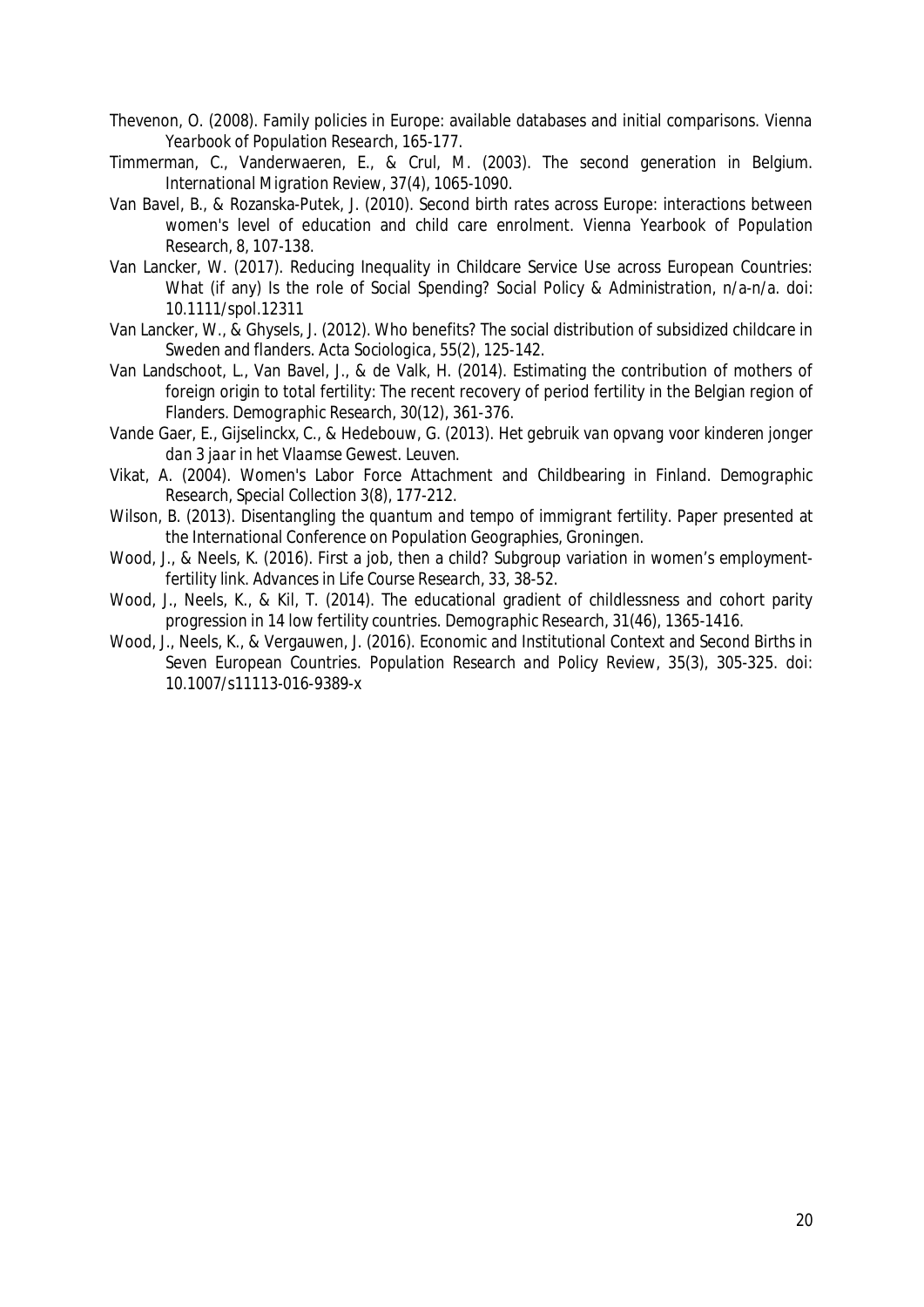Thevenon, O. (2008). Family policies in Europe: available databases and initial comparisons. *Vienna Yearbook of Population Research*, 165-177.

Timmerman, C., Vanderwaeren, E., & Crul, M. (2003). The second generation in Belgium. *International Migration Review*, 37(4), 1065-1090.

Van Bavel, B., & Rozanska-Putek, J. (2010). Second birth rates across Europe: interactions between women's level of education and child care enrolment. *Vienna Yearbook of Population Research*, 8, 107-138.

Van Lancker, W. (2017). Reducing Inequality in Childcare Service Use across European Countries: What (if any) Is the role of Social Spending? *Social Policy & Administration*, n/a-n/a. doi: 10.1111/spol.12311

Van Lancker, W., & Ghysels, J. (2012). Who benefits? The social distribution of subsidized childcare in Sweden and flanders. *Acta Sociologica*, 55(2), 125-142.

Van Landschoot, L., Van Bavel, J., & de Valk, H. (2014). Estimating the contribution of mothers of foreign origin to total fertility: The recent recovery of period fertility in the Belgian region of Flanders. *Demographic Research*, 30(12), 361-376.

Vande Gaer, E., Gijselinckx, C., & Hedebouw, G. (2013). *Het gebruik van opvang voor kinderen jonger dan 3 jaar in het Vlaamse Gewest*. Leuven.

Vikat, A. (2004). Women's Labor Force Attachment and Childbearing in Finland. *Demographic Research, Special Collection 3*(8), 177-212.

Wilson, B. (2013). *Disentangling the quantum and tempo of immigrant fertility*. Paper presented at the International Conference on Population Geographies, Groningen.

Wood, J., & Neels, K. (2016). First a job, then a child? Subgroup variation in women's employment-fertility link. *Advances in Life Course Research*, 33, 38-52.

Wood, J., Neels, K., & Kil, T. (2014). The educational gradient of childlessness and cohort parity progression in 14 low fertility countries. *Demographic Research*, 31(46), 1365-1416.

Wood, J., Neels, K., & Vergauwen, J. (2016). Economic and Institutional Context and Second Births in Seven European Countries. *Population Research and Policy Review*, 35(3), 305-325. doi: 10.1007/s11113-016-9389-x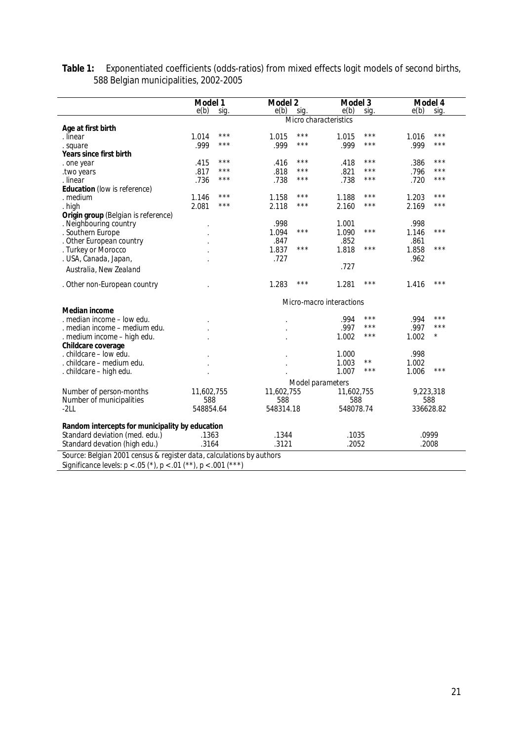**Table 1:** Exponentiated coefficients (odds-ratios) from mixed effects logit models of second births, 588 Belgian municipalities, 2002-2005

| | Model 1 | | Model 2 | | Model 3 | | Model 4 | |
|---|---|---|---|---|---|---|---|---|
| | e(b) | sig. | e(b) | sig. | e(b) | sig. | e(b) | sig. |
| | | | | *Micro characteristics* | | | | |
| **Age at first birth** | | | | | | | | |
| . linear | 1.014 | *** | 1.015 | *** | 1.015 | *** | 1.016 | *** |
| . square | .999 | *** | .999 | *** | .999 | *** | .999 | *** |
| **Years since first birth** | | | | | | | | |
| . one year | .415 | *** | .416 | *** | .418 | *** | .386 | *** |
| .two years | .817 | *** | .818 | *** | .821 | *** | .796 | *** |
| . linear | .736 | *** | .738 | *** | .738 | *** | .720 | *** |
| **Education** (low is reference) | | | | | | | | |
| . medium | 1.146 | *** | 1.158 | *** | 1.188 | *** | 1.203 | *** |
| . high | 2.081 | *** | 2.118 | *** | 2.160 | *** | 2.169 | *** |
| **Origin group** (Belgian is reference) | | | | | | | | |
| . Neighbouring country | . | | .998 | | 1.001 | | .998 | |
| . Southern Europe | . | | 1.094 | *** | 1.090 | *** | 1.146 | *** |
| . Other European country | . | | .847 | | .852 | | .861 | |
| . Turkey or Morocco | . | | 1.837 | *** | 1.818 | *** | 1.858 | *** |
| . USA, Canada, Japan, Australia, New Zealand | . | | .727 | | .727 | | .962 | |
| . Other non-European country | . | | 1.283 | *** | 1.281 | *** | 1.416 | *** |
| | | | | *Micro-macro interactions* | | | | |
| **Median income** | | | | | | | | |
| . median income – low edu. | . | | . | | .994 | *** | .994 | *** |
| . median income – medium edu. | . | | . | | .997 | *** | .997 | *** |
| . medium income – high edu. | . | | . | | 1.002 | *** | 1.002 | * |
| **Childcare coverage** | | | | | | | | |
| . childcare – low edu. | . | | . | | 1.000 | | .998 | |
| . childcare – medium edu. | . | | . | | 1.003 | ** | 1.002 | |
| . childcare – high edu. | . | | . | | 1.007 | *** | 1.006 | *** |
| | | | | *Model parameters* | | | | |
| Number of person-months | 11,602,755 | | 11,602,755 | | 11,602,755 | | 9,223,318 | |
| Number of municipalities | 588 | | 588 | | 588 | | 588 | |
| -2LL | 548854.64 | | 548314.18 | | 548078.74 | | 336628.82 | |
| **Random intercepts for municipality by education** | | | | | | | | |
| Standard deviation (med. edu.) | .1363 | | .1344 | | .1035 | | .0999 | |
| Standard devation (high edu.) | .3164 | | .3121 | | .2052 | | .2008 | |

Source: Belgian 2001 census & register data, calculations by authors
Significance levels: $p < .05$ (*), $p < .01$ (**), $p < .001$ (***)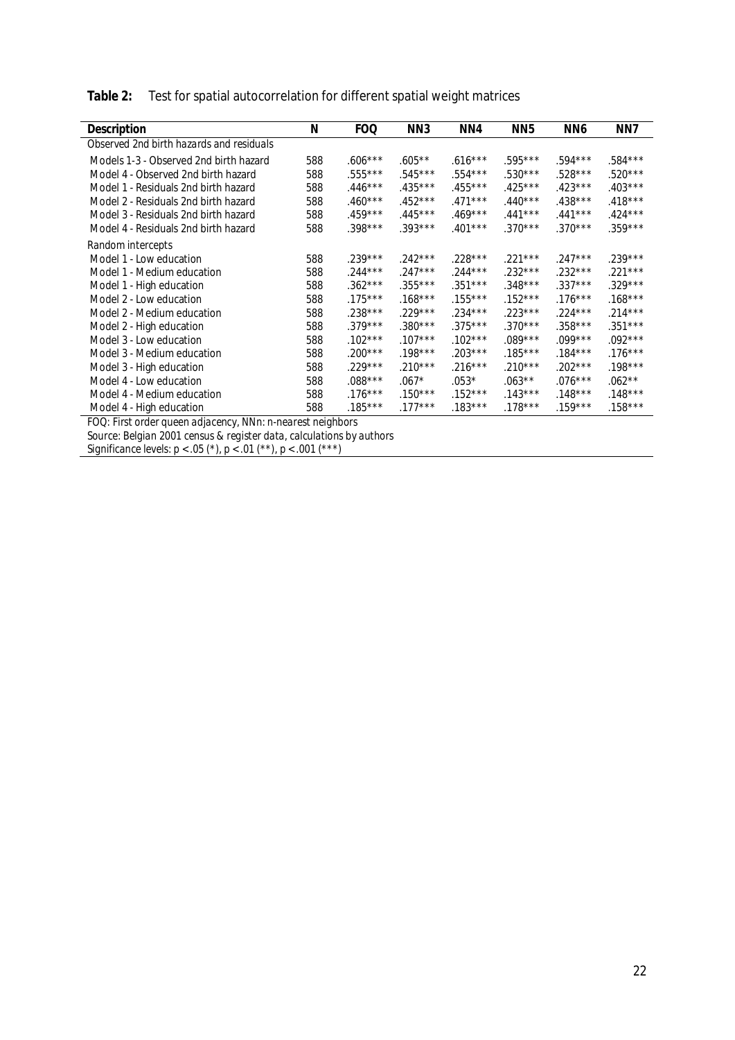**Table 2:** Test for spatial autocorrelation for different spatial weight matrices

| Description | N | FOQ | NN3 | NN4 | NN5 | NN6 | NN7 |
|---|---|---|---|---|---|---|---|
| *Observed 2nd birth hazards and residuals* | | | | | | | |
| Models 1-3 - Observed 2nd birth hazard | 588 | .606*** | .605** | .616*** | .595*** | .594*** | .584*** |
| Model 4 - Observed 2nd birth hazard | 588 | .555*** | .545*** | .554*** | .530*** | .528*** | .520*** |
| Model 1 - Residuals 2nd birth hazard | 588 | .446*** | .435*** | .455*** | .425*** | .423*** | .403*** |
| Model 2 - Residuals 2nd birth hazard | 588 | .460*** | .452*** | .471*** | .440*** | .438*** | .418*** |
| Model 3 - Residuals 2nd birth hazard | 588 | .459*** | .445*** | .469*** | .441*** | .441*** | .424*** |
| Model 4 - Residuals 2nd birth hazard | 588 | .398*** | .393*** | .401*** | .370*** | .370*** | .359*** |
| *Random intercepts* | | | | | | | |
| Model 1 - Low education | 588 | .239*** | .242*** | .228*** | .221*** | .247*** | .239*** |
| Model 1 - Medium education | 588 | .244*** | .247*** | .244*** | .232*** | .232*** | .221*** |
| Model 1 - High education | 588 | .362*** | .355*** | .351*** | .348*** | .337*** | .329*** |
| Model 2 - Low education | 588 | .175*** | .168*** | .155*** | .152*** | .176*** | .168*** |
| Model 2 - Medium education | 588 | .238*** | .229*** | .234*** | .223*** | .224*** | .214*** |
| Model 2 - High education | 588 | .379*** | .380*** | .375*** | .370*** | .358*** | .351*** |
| Model 3 - Low education | 588 | .102*** | .107*** | .102*** | .089*** | .099*** | .092*** |
| Model 3 - Medium education | 588 | .200*** | .198*** | .203*** | .185*** | .184*** | .176*** |
| Model 3 - High education | 588 | .229*** | .210*** | .216*** | .210*** | .202*** | .198*** |
| Model 4 - Low education | 588 | .088*** | .067* | .053* | .063** | .076*** | .062** |
| Model 4 - Medium education | 588 | .176*** | .150*** | .152*** | .143*** | .148*** | .148*** |
| Model 4 - High education | 588 | .185*** | .177*** | .183*** | .178*** | .159*** | .158*** |

*FOQ: First order queen adjacency, NNn: n-nearest neighbors*

*Source: Belgian 2001 census & register data, calculations by authors*

*Significance levels: $p < .05$ (*), $p < .01$ (**), $p < .001$ (***)*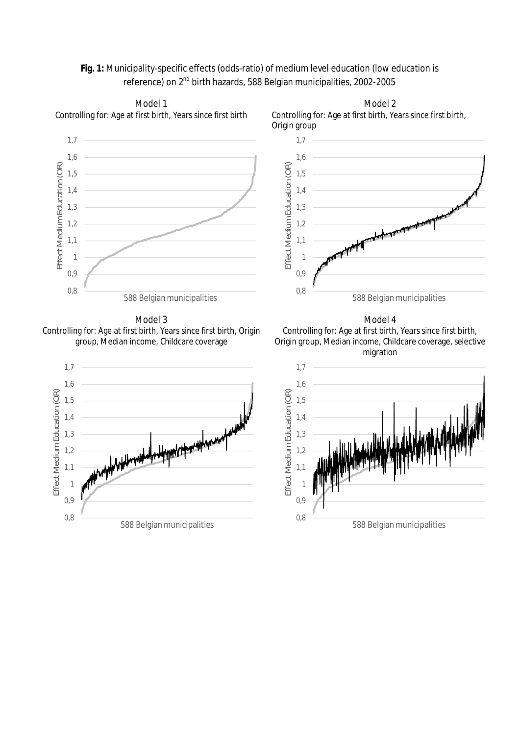**Fig. 1:** Municipality-specific effects (odds-ratio) of medium level education (low education is reference) on 2nd birth hazards, 588 Belgian municipalities, 2002-2005

Model 1
Controlling for: Age at first birth, Years since first birth

Model 2
Controlling for: Age at first birth, Years since first birth, Origin group

Model 3
Controlling for: Age at first birth, Years since first birth, Origin group, Median income, Childcare coverage

Model 4
Controlling for: Age at first birth, Years since first birth, Origin group, Median income, Childcare coverage, selective migration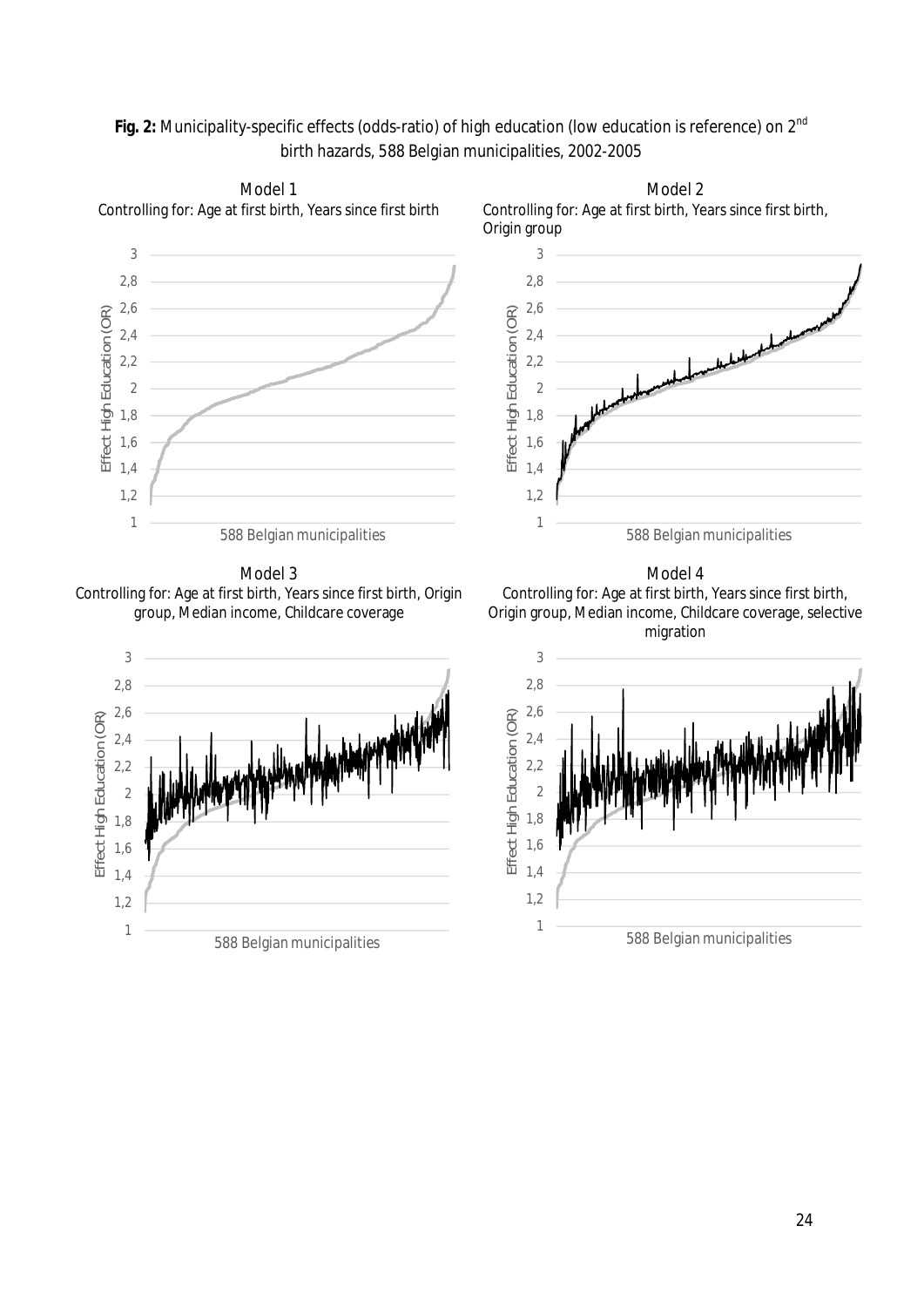**Fig. 2:** Municipality-specific effects (odds-ratio) of high education (low education is reference) on 2nd birth hazards, 588 Belgian municipalities, 2002-2005

Model 1
Controlling for: Age at first birth, Years since first birth

Model 2
Controlling for: Age at first birth, Years since first birth, Origin group

Model 3
Controlling for: Age at first birth, Years since first birth, Origin group, Median income, Childcare coverage

Model 4
Controlling for: Age at first birth, Years since first birth, Origin group, Median income, Childcare coverage, selective migration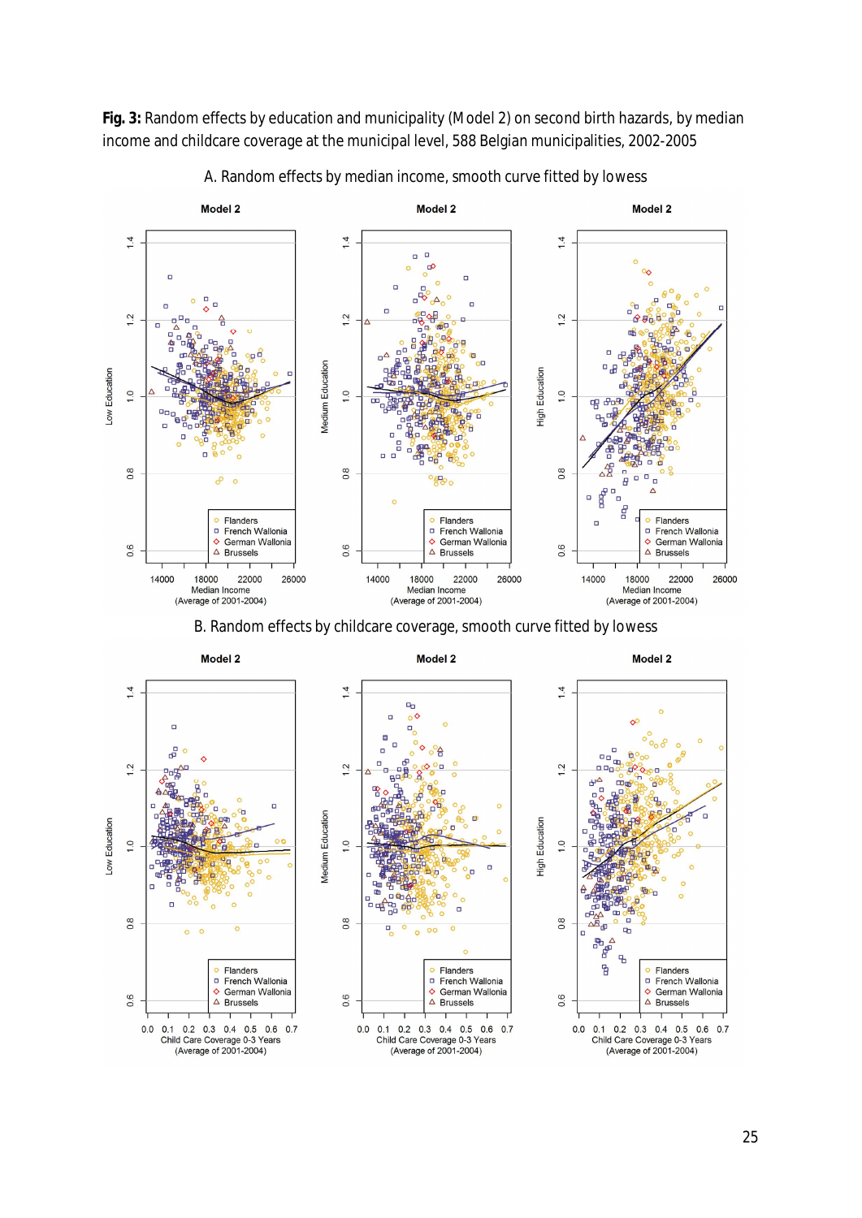**Fig. 3:** Random effects by education and municipality (Model 2) on second birth hazards, by median income and childcare coverage at the municipal level, 588 Belgian municipalities, 2002-2005

A. Random effects by median income, smooth curve fitted by lowess

B. Random effects by childcare coverage, smooth curve fitted by lowess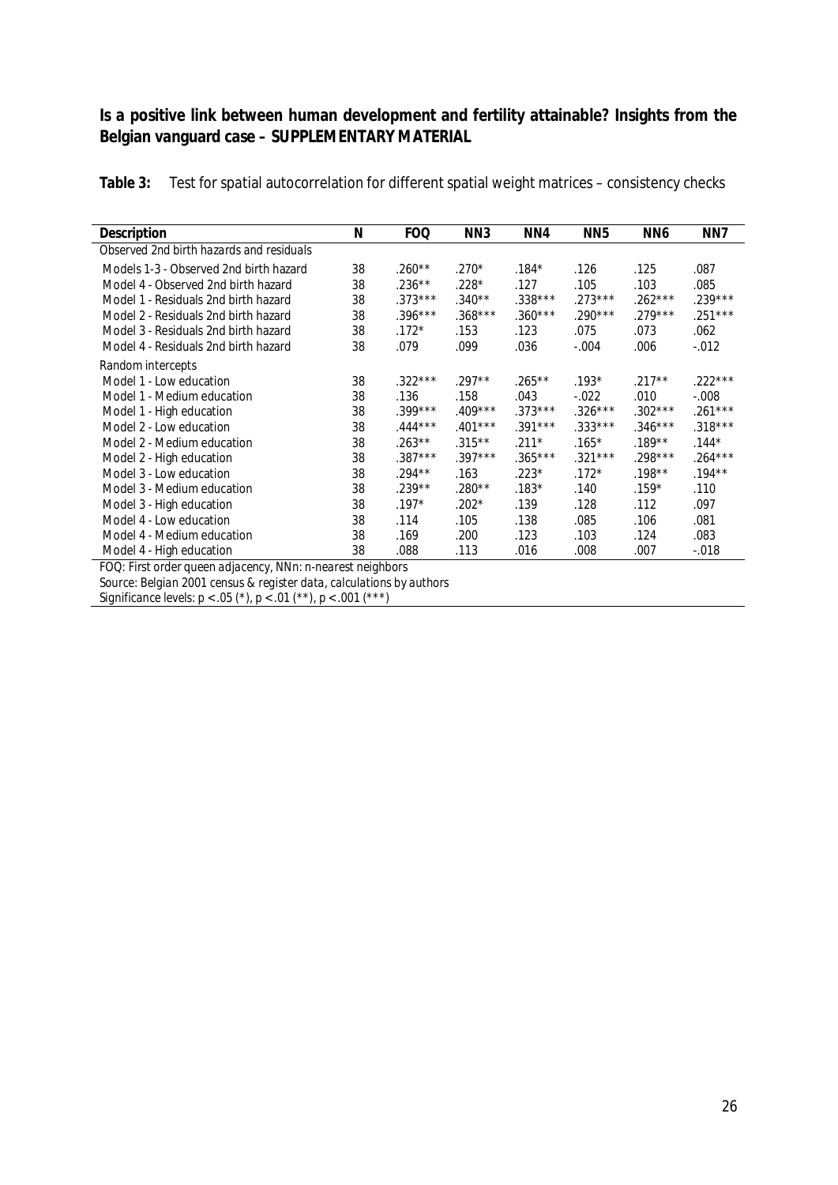**Is a positive link between human development and fertility attainable? Insights from the Belgian vanguard case – SUPPLEMENTARY MATERIAL**

**Table 3:** Test for spatial autocorrelation for different spatial weight matrices – consistency checks

| Description | N | FOQ | NN3 | NN4 | NN5 | NN6 | NN7 |
|---|---|---|---|---|---|---|---|
| *Observed 2nd birth hazards and residuals* | | | | | | | |
| Models 1-3 - Observed 2nd birth hazard | 38 | .260** | .270* | .184* | .126 | .125 | .087 |
| Model 4 - Observed 2nd birth hazard | 38 | .236** | .228* | .127 | .105 | .103 | .085 |
| Model 1 - Residuals 2nd birth hazard | 38 | .373*** | .340** | .338*** | .273*** | .262*** | .239*** |
| Model 2 - Residuals 2nd birth hazard | 38 | .396*** | .368*** | .360*** | .290*** | .279*** | .251*** |
| Model 3 - Residuals 2nd birth hazard | 38 | .172* | .153 | .123 | .075 | .073 | .062 |
| Model 4 - Residuals 2nd birth hazard | 38 | .079 | .099 | .036 | -.004 | .006 | -.012 |
| *Random intercepts* | | | | | | | |
| Model 1 - Low education | 38 | .322*** | .297** | .265** | .193* | .217** | .222*** |
| Model 1 - Medium education | 38 | .136 | .158 | .043 | -.022 | .010 | -.008 |
| Model 1 - High education | 38 | .399*** | .409*** | .373*** | .326*** | .302*** | .261*** |
| Model 2 - Low education | 38 | .444*** | .401*** | .391*** | .333*** | .346*** | .318*** |
| Model 2 - Medium education | 38 | .263** | .315** | .211* | .165* | .189** | .144* |
| Model 2 - High education | 38 | .387*** | .397*** | .365*** | .321*** | .298*** | .264*** |
| Model 3 - Low education | 38 | .294** | .163 | .223* | .172* | .198** | .194** |
| Model 3 - Medium education | 38 | .239** | .280** | .183* | .140 | .159* | .110 |
| Model 3 - High education | 38 | .197* | .202* | .139 | .128 | .112 | .097 |
| Model 4 - Low education | 38 | .114 | .105 | .138 | .085 | .106 | .081 |
| Model 4 - Medium education | 38 | .169 | .200 | .123 | .103 | .124 | .083 |
| Model 4 - High education | 38 | .088 | .113 | .016 | .008 | .007 | -.018 |

*FOQ: First order queen adjacency, NNn: n-nearest neighbors*

*Source: Belgian 2001 census & register data, calculations by authors*

*Significance levels: $p < .05$ (*), $p < .01$ (**), $p < .001$ (***)*